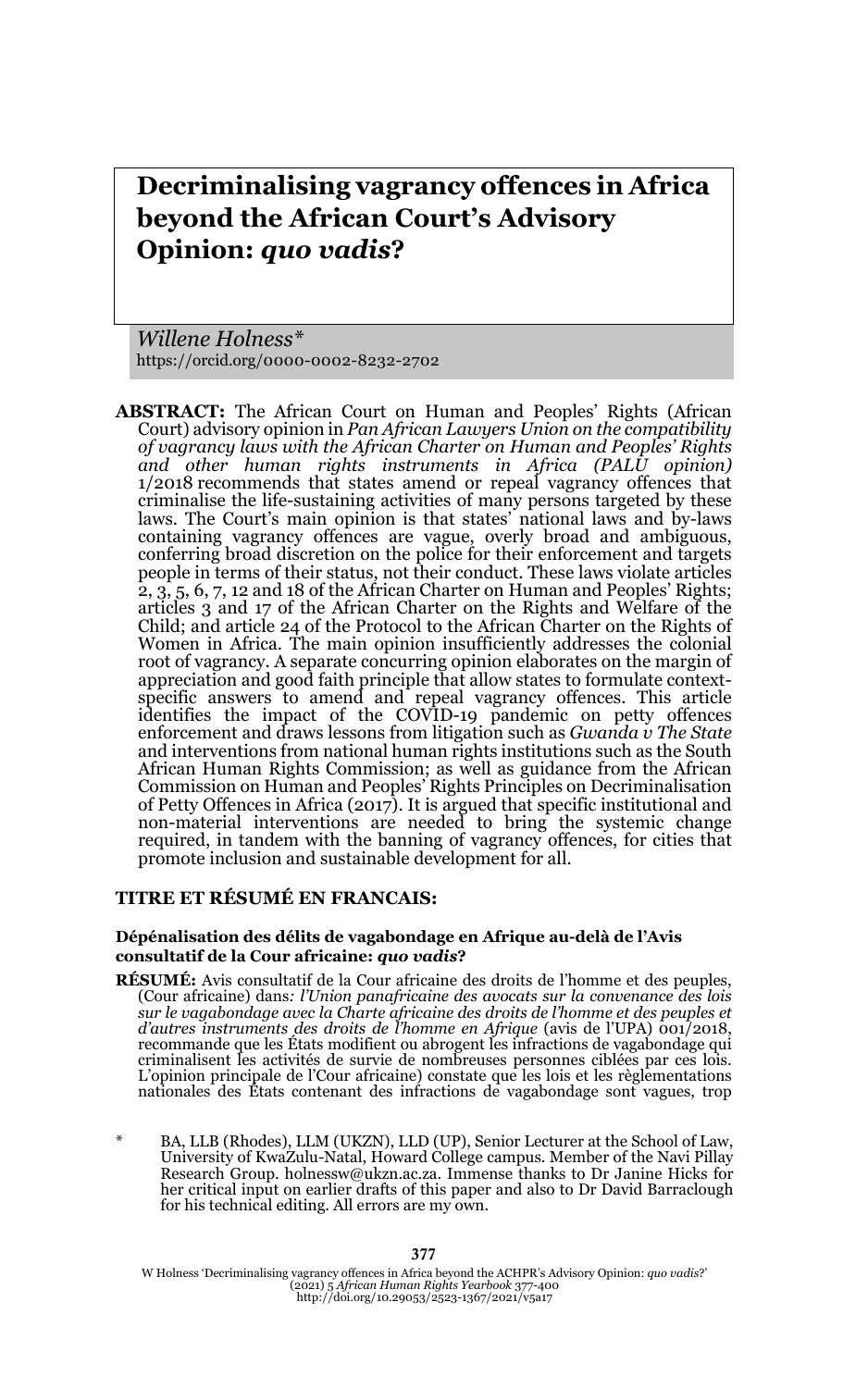# Decriminalising vagrancy offences in Africa beyond the African Court's Advisory Opinion: *quo vadis*?

*Willene Holness**
https://orcid.org/0000-0002-8232-2702

**ABSTRACT:** The African Court on Human and Peoples' Rights (African Court) advisory opinion in *Pan African Lawyers Union on the compatibility of vagrancy laws with the African Charter on Human and Peoples' Rights and other human rights instruments in Africa (PALU opinion)* 1/2018 recommends that states amend or repeal vagrancy offences that criminalise the life-sustaining activities of many persons targeted by these laws. The Court's main opinion is that states' national laws and by-laws containing vagrancy offences are vague, overly broad and ambiguous, conferring broad discretion on the police for their enforcement and targets people in terms of their status, not their conduct. These laws violate articles 2, 3, 5, 6, 7, 12 and 18 of the African Charter on Human and Peoples' Rights; articles 3 and 17 of the African Charter on the Rights and Welfare of the Child; and article 24 of the Protocol to the African Charter on the Rights of Women in Africa. The main opinion insufficiently addresses the colonial root of vagrancy. A separate concurring opinion elaborates on the margin of appreciation and good faith principle that allow states to formulate context-specific answers to amend and repeal vagrancy offences. This article identifies the impact of the COVID-19 pandemic on petty offences enforcement and draws lessons from litigation such as *Gwanda v The State* and interventions from national human rights institutions such as the South African Human Rights Commission; as well as guidance from the African Commission on Human and Peoples' Rights Principles on Decriminalisation of Petty Offences in Africa (2017). It is argued that specific institutional and non-material interventions are needed to bring the systemic change required, in tandem with the banning of vagrancy offences, for cities that promote inclusion and sustainable development for all.

## TITRE ET RÉSUMÉ EN FRANCAIS:

**Dépénalisation des délits de vagabondage en Afrique au-delà de l'Avis consultatif de la Cour africaine: *quo vadis*?**

**RÉSUMÉ:** Avis consultatif de la Cour africaine des droits de l'homme et des peuples, (Cour africaine) dans*: l'Union panafricaine des avocats sur la convenance des lois sur le vagabondage avec la Charte africaine des droits de l'homme et des peuples et d'autres instruments des droits de l'homme en Afrique* (avis de l'UPA) 001/2018, recommande que les États modifient ou abrogent les infractions de vagabondage qui criminalisent les activités de survie de nombreuses personnes ciblées par ces lois. L'opinion principale de l'Cour africaine) constate que les lois et les règlementations nationales des États contenant des infractions de vagabondage sont vagues, trop

\* BA, LLB (Rhodes), LLM (UKZN), LLD (UP), Senior Lecturer at the School of Law, University of KwaZulu-Natal, Howard College campus. Member of the Navi Pillay Research Group. holnessw@ukzn.ac.za. Immense thanks to Dr Janine Hicks for her critical input on earlier drafts of this paper and also to Dr David Barraclough for his technical editing. All errors are my own.

W Holness 'Decriminalising vagrancy offences in Africa beyond the ACHPR's Advisory Opinion: *quo vadis*?' (2021) 5 *African Human Rights Yearbook* 377-400
http://doi.org/10.29053/2523-1367/2021/v5a17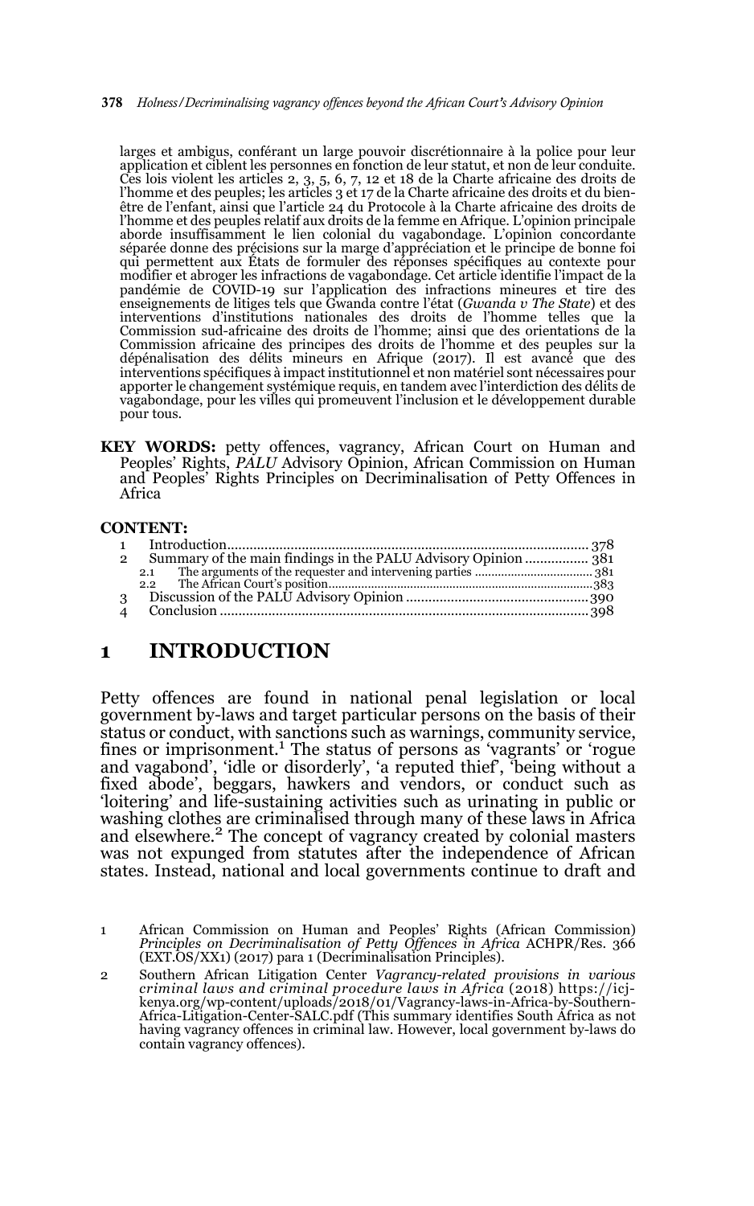larges et ambigus, conférant un large pouvoir discrétionnaire à la police pour leur application et ciblent les personnes en fonction de leur statut, et non de leur conduite. Ces lois violent les articles 2, 3, 5, 6, 7, 12 et 18 de la Charte africaine des droits de l'homme et des peuples; les articles 3 et 17 de la Charte africaine des droits et du bien-être de l'enfant, ainsi que l'article 24 du Protocole à la Charte africaine des droits de l'homme et des peuples relatif aux droits de la femme en Afrique. L'opinion principale aborde insuffisamment le lien colonial du vagabondage. L'opinion concordante séparée donne des précisions sur la marge d'appréciation et le principe de bonne foi qui permettent aux États de formuler des réponses spécifiques au contexte pour modifier et abroger les infractions de vagabondage. Cet article identifie l'impact de la pandémie de COVID-19 sur l'application des infractions mineures et tire des enseignements de litiges tels que Gwanda contre l'état (*Gwanda v The State*) et des interventions d'institutions nationales des droits de l'homme telles que la Commission sud-africaine des droits de l'homme; ainsi que des orientations de la Commission africaine des principes des droits de l'homme et des peuples sur la dépénalisation des délits mineurs en Afrique (2017). Il est avancé que des interventions spécifiques à impact institutionnel et non matériel sont nécessaires pour apporter le changement systémique requis, en tandem avec l'interdiction des délits de vagabondage, pour les villes qui promeuvent l'inclusion et le développement durable pour tous.

**KEY WORDS:** petty offences, vagrancy, African Court on Human and Peoples' Rights, *PALU* Advisory Opinion, African Commission on Human and Peoples' Rights Principles on Decriminalisation of Petty Offences in Africa

**CONTENT:**

1 Introduction ..... 378
2 Summary of the main findings in the PALU Advisory Opinion ..... 381
  2.1 The arguments of the requester and intervening parties ..... 381
  2.2 The African Court's position ..... 383
3 Discussion of the PALU Advisory Opinion ..... 390
4 Conclusion ..... 398

## 1 INTRODUCTION

Petty offences are found in national penal legislation or local government by-laws and target particular persons on the basis of their status or conduct, with sanctions such as warnings, community service, fines or imprisonment.[1] The status of persons as 'vagrants' or 'rogue and vagabond', 'idle or disorderly', 'a reputed thief', 'being without a fixed abode', beggars, hawkers and vendors, or conduct such as 'loitering' and life-sustaining activities such as urinating in public or washing clothes are criminalised through many of these laws in Africa and elsewhere.[2] The concept of vagrancy created by colonial masters was not expunged from statutes after the independence of African states. Instead, national and local governments continue to draft and

1 African Commission on Human and Peoples' Rights (African Commission) *Principles on Decriminalisation of Petty Offences in Africa* ACHPR/Res. 366 (EXT.OS/XX1) (2017) para 1 (Decriminalisation Principles).

2 Southern African Litigation Center *Vagrancy-related provisions in various criminal laws and criminal procedure laws in Africa* (2018) https://icj-kenya.org/wp-content/uploads/2018/01/Vagrancy-laws-in-Africa-by-Southern-Africa-Litigation-Center-SALC.pdf (This summary identifies South Africa as not having vagrancy offences in criminal law. However, local government by-laws do contain vagrancy offences).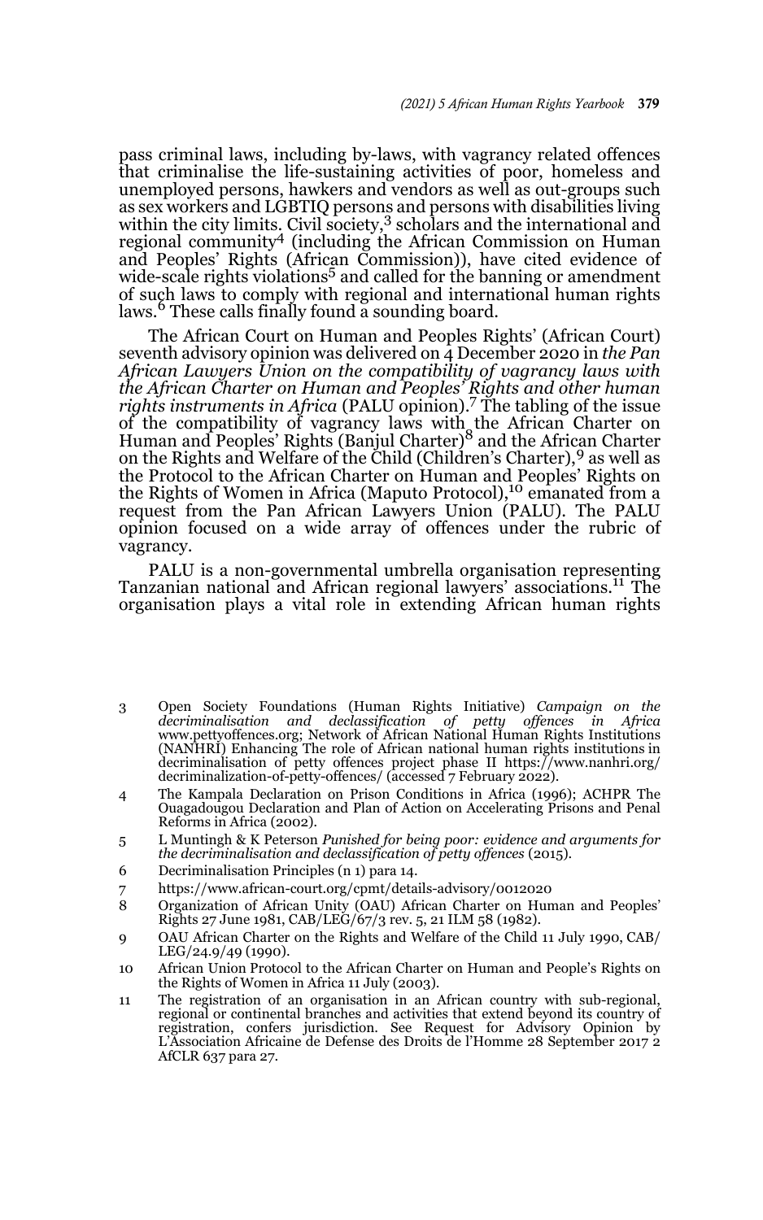pass criminal laws, including by-laws, with vagrancy related offences that criminalise the life-sustaining activities of poor, homeless and unemployed persons, hawkers and vendors as well as out-groups such as sex workers and LGBTIQ persons and persons with disabilities living within the city limits. Civil society,[3] scholars and the international and regional community[4] (including the African Commission on Human and Peoples' Rights (African Commission)), have cited evidence of wide-scale rights violations[5] and called for the banning or amendment of such laws to comply with regional and international human rights laws.[6] These calls finally found a sounding board.

The African Court on Human and Peoples Rights' (African Court) seventh advisory opinion was delivered on 4 December 2020 in *the Pan African Lawyers Union on the compatibility of vagrancy laws with the African Charter on Human and Peoples' Rights and other human rights instruments in Africa* (PALU opinion).[7] The tabling of the issue of the compatibility of vagrancy laws with the African Charter on Human and Peoples' Rights (Banjul Charter)[8] and the African Charter on the Rights and Welfare of the Child (Children's Charter),[9] as well as the Protocol to the African Charter on Human and Peoples' Rights on the Rights of Women in Africa (Maputo Protocol),[10] emanated from a request from the Pan African Lawyers Union (PALU). The PALU opinion focused on a wide array of offences under the rubric of vagrancy.

PALU is a non-governmental umbrella organisation representing Tanzanian national and African regional lawyers' associations.[11] The organisation plays a vital role in extending African human rights

---

3 Open Society Foundations (Human Rights Initiative) *Campaign on the decriminalisation and declassification of petty offences in Africa* www.pettyoffences.org; Network of African National Human Rights Institutions (NANHRI) Enhancing The role of African national human rights institutions in decriminalisation of petty offences project phase II https://www.nanhri.org/decriminalization-of-petty-offences/ (accessed 7 February 2022).

4 The Kampala Declaration on Prison Conditions in Africa (1996); ACHPR The Ouagadougou Declaration and Plan of Action on Accelerating Prisons and Penal Reforms in Africa (2002).

5 L Muntingh & K Peterson *Punished for being poor: evidence and arguments for the decriminalisation and declassification of petty offences* (2015).

6 Decriminalisation Principles (n 1) para 14.

7 https://www.african-court.org/cpmt/details-advisory/0012020

8 Organization of African Unity (OAU) African Charter on Human and Peoples' Rights 27 June 1981, CAB/LEG/67/3 rev. 5, 21 ILM 58 (1982).

9 OAU African Charter on the Rights and Welfare of the Child 11 July 1990, CAB/LEG/24.9/49 (1990).

10 African Union Protocol to the African Charter on Human and People's Rights on the Rights of Women in Africa 11 July (2003).

11 The registration of an organisation in an African country with sub-regional, regional or continental branches and activities that extend beyond its country of registration, confers jurisdiction. See Request for Advisory Opinion by L'Association Africaine de Defense des Droits de l'Homme 28 September 2017 2 AfCLR 637 para 27.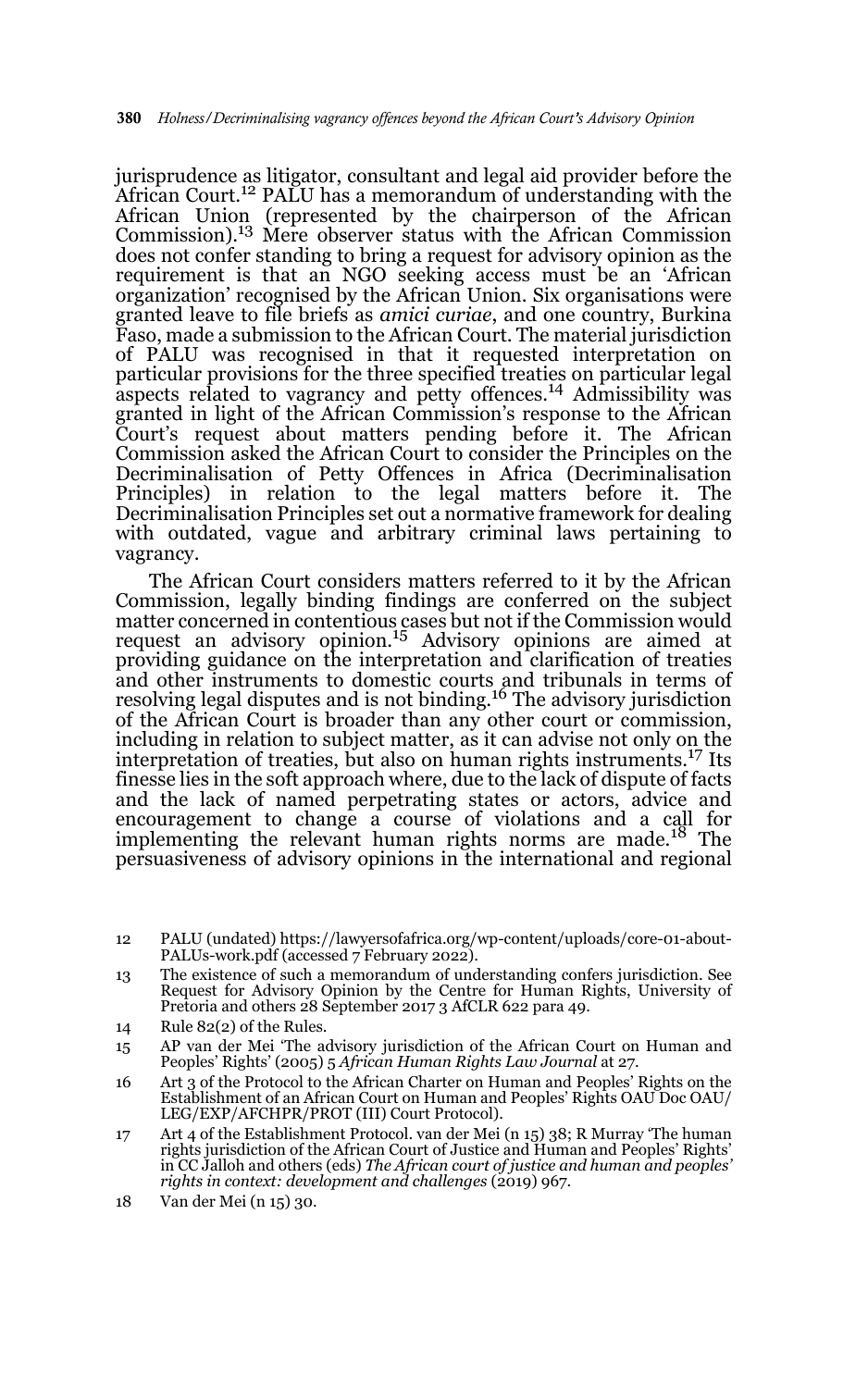jurisprudence as litigator, consultant and legal aid provider before the African Court.[12] PALU has a memorandum of understanding with the African Union (represented by the chairperson of the African Commission).[13] Mere observer status with the African Commission does not confer standing to bring a request for advisory opinion as the requirement is that an NGO seeking access must be an 'African organization' recognised by the African Union. Six organisations were granted leave to file briefs as *amici curiae*, and one country, Burkina Faso, made a submission to the African Court. The material jurisdiction of PALU was recognised in that it requested interpretation on particular provisions for the three specified treaties on particular legal aspects related to vagrancy and petty offences.[14] Admissibility was granted in light of the African Commission's response to the African Court's request about matters pending before it. The African Commission asked the African Court to consider the Principles on the Decriminalisation of Petty Offences in Africa (Decriminalisation Principles) in relation to the legal matters before it. The Decriminalisation Principles set out a normative framework for dealing with outdated, vague and arbitrary criminal laws pertaining to vagrancy.

The African Court considers matters referred to it by the African Commission, legally binding findings are conferred on the subject matter concerned in contentious cases but not if the Commission would request an advisory opinion.[15] Advisory opinions are aimed at providing guidance on the interpretation and clarification of treaties and other instruments to domestic courts and tribunals in terms of resolving legal disputes and is not binding.[16] The advisory jurisdiction of the African Court is broader than any other court or commission, including in relation to subject matter, as it can advise not only on the interpretation of treaties, but also on human rights instruments.[17] Its finesse lies in the soft approach where, due to the lack of dispute of facts and the lack of named perpetrating states or actors, advice and encouragement to change a course of violations and a call for implementing the relevant human rights norms are made.[18] The persuasiveness of advisory opinions in the international and regional

12 PALU (undated) https://lawyersofafrica.org/wp-content/uploads/core-01-about-PALUs-work.pdf (accessed 7 February 2022).

13 The existence of such a memorandum of understanding confers jurisdiction. See Request for Advisory Opinion by the Centre for Human Rights, University of Pretoria and others 28 September 2017 3 AfCLR 622 para 49.

14 Rule 82(2) of the Rules.

15 AP van der Mei 'The advisory jurisdiction of the African Court on Human and Peoples' Rights' (2005) 5 *African Human Rights Law Journal* at 27.

16 Art 3 of the Protocol to the African Charter on Human and Peoples' Rights on the Establishment of an African Court on Human and Peoples' Rights OAU Doc OAU/LEG/EXP/AFCHPR/PROT (III) Court Protocol).

17 Art 4 of the Establishment Protocol. van der Mei (n 15) 38; R Murray 'The human rights jurisdiction of the African Court of Justice and Human and Peoples' Rights' in CC Jalloh and others (eds) *The African court of justice and human and peoples' rights in context: development and challenges* (2019) 967.

18 Van der Mei (n 15) 30.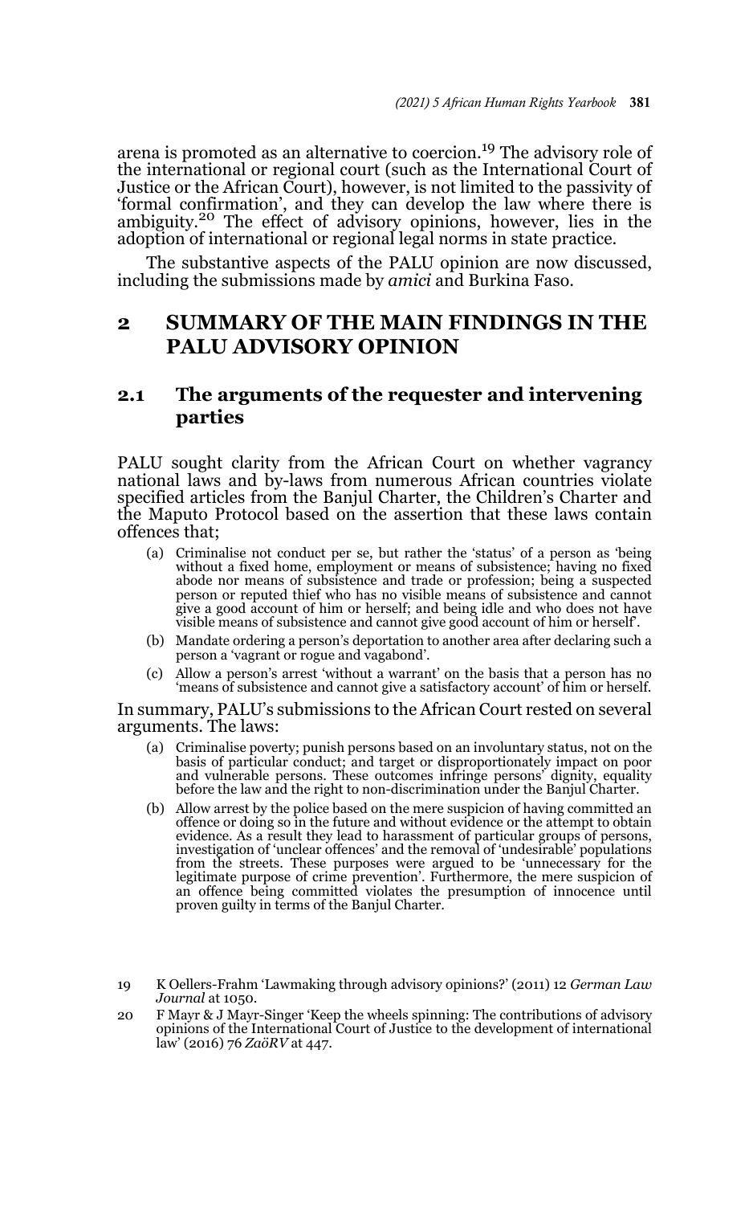arena is promoted as an alternative to coercion.[19] The advisory role of the international or regional court (such as the International Court of Justice or the African Court), however, is not limited to the passivity of 'formal confirmation', and they can develop the law where there is ambiguity.[20] The effect of advisory opinions, however, lies in the adoption of international or regional legal norms in state practice.

The substantive aspects of the PALU opinion are now discussed, including the submissions made by *amici* and Burkina Faso.

## 2 SUMMARY OF THE MAIN FINDINGS IN THE PALU ADVISORY OPINION

### 2.1 The arguments of the requester and intervening parties

PALU sought clarity from the African Court on whether vagrancy national laws and by-laws from numerous African countries violate specified articles from the Banjul Charter, the Children's Charter and the Maputo Protocol based on the assertion that these laws contain offences that;

(a) Criminalise not conduct per se, but rather the 'status' of a person as 'being without a fixed home, employment or means of subsistence; having no fixed abode nor means of subsistence and trade or profession; being a suspected person or reputed thief who has no visible means of subsistence and cannot give a good account of him or herself; and being idle and who does not have visible means of subsistence and cannot give good account of him or herself'.

(b) Mandate ordering a person's deportation to another area after declaring such a person a 'vagrant or rogue and vagabond'.

(c) Allow a person's arrest 'without a warrant' on the basis that a person has no 'means of subsistence and cannot give a satisfactory account' of him or herself.

In summary, PALU's submissions to the African Court rested on several arguments. The laws:

(a) Criminalise poverty; punish persons based on an involuntary status, not on the basis of particular conduct; and target or disproportionately impact on poor and vulnerable persons. These outcomes infringe persons' dignity, equality before the law and the right to non-discrimination under the Banjul Charter.

(b) Allow arrest by the police based on the mere suspicion of having committed an offence or doing so in the future and without evidence or the attempt to obtain evidence. As a result they lead to harassment of particular groups of persons, investigation of 'unclear offences' and the removal of 'undesirable' populations from the streets. These purposes were argued to be 'unnecessary for the legitimate purpose of crime prevention'. Furthermore, the mere suspicion of an offence being committed violates the presumption of innocence until proven guilty in terms of the Banjul Charter.

---

19 K Oellers-Frahm 'Lawmaking through advisory opinions?' (2011) 12 *German Law Journal* at 1050.

20 F Mayr & J Mayr-Singer 'Keep the wheels spinning: The contributions of advisory opinions of the International Court of Justice to the development of international law' (2016) 76 *ZaöRV* at 447.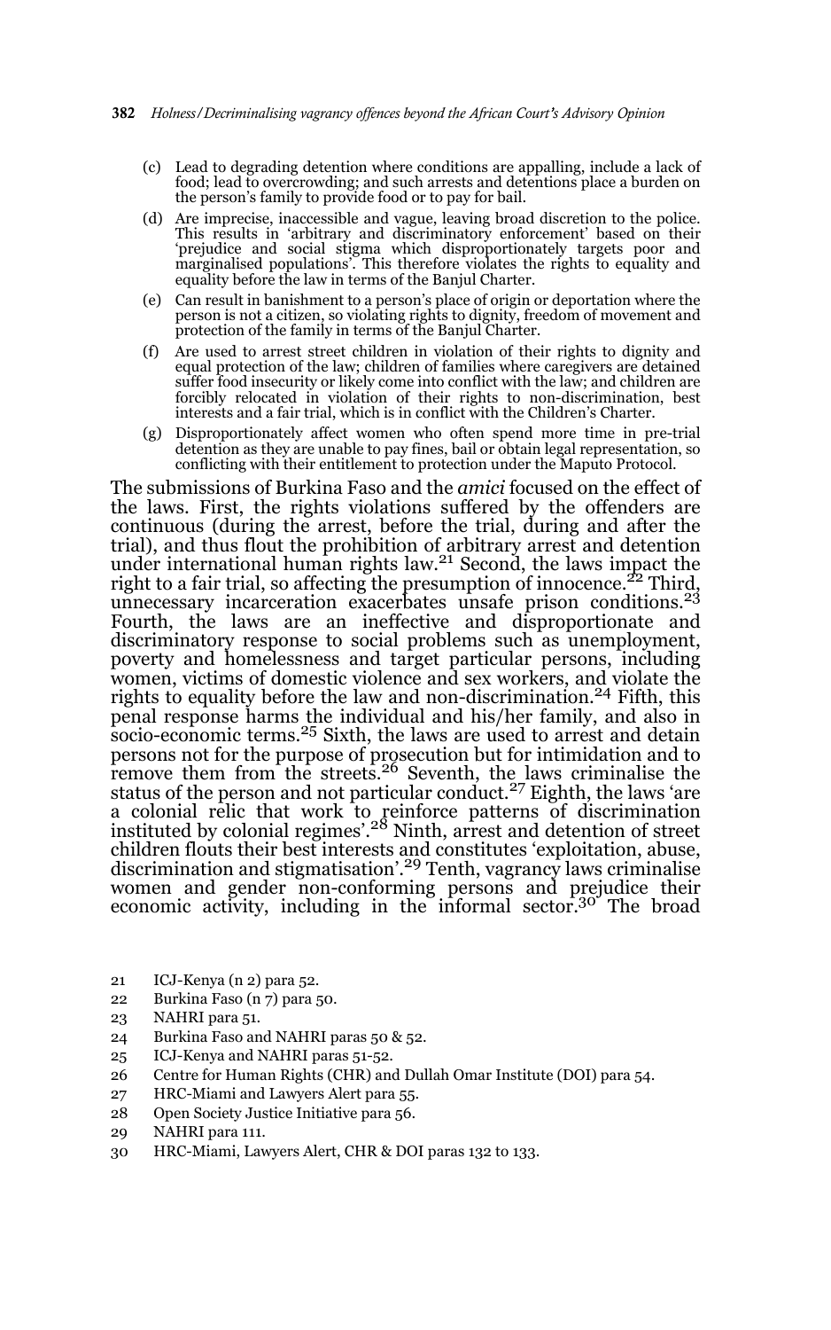(c) Lead to degrading detention where conditions are appalling, include a lack of food; lead to overcrowding; and such arrests and detentions place a burden on the person's family to provide food or to pay for bail.

(d) Are imprecise, inaccessible and vague, leaving broad discretion to the police. This results in 'arbitrary and discriminatory enforcement' based on their 'prejudice and social stigma which disproportionately targets poor and marginalised populations'. This therefore violates the rights to equality and equality before the law in terms of the Banjul Charter.

(e) Can result in banishment to a person's place of origin or deportation where the person is not a citizen, so violating rights to dignity, freedom of movement and protection of the family in terms of the Banjul Charter.

(f) Are used to arrest street children in violation of their rights to dignity and equal protection of the law; children of families where caregivers are detained suffer food insecurity or likely come into conflict with the law; and children are forcibly relocated in violation of their rights to non-discrimination, best interests and a fair trial, which is in conflict with the Children's Charter.

(g) Disproportionately affect women who often spend more time in pre-trial detention as they are unable to pay fines, bail or obtain legal representation, so conflicting with their entitlement to protection under the Maputo Protocol.

The submissions of Burkina Faso and the *amici* focused on the effect of the laws. First, the rights violations suffered by the offenders are continuous (during the arrest, before the trial, during and after the trial), and thus flout the prohibition of arbitrary arrest and detention under international human rights law.[21] Second, the laws impact the right to a fair trial, so affecting the presumption of innocence.[22] Third, unnecessary incarceration exacerbates unsafe prison conditions.[23] Fourth, the laws are an ineffective and disproportionate and discriminatory response to social problems such as unemployment, poverty and homelessness and target particular persons, including women, victims of domestic violence and sex workers, and violate the rights to equality before the law and non-discrimination.[24] Fifth, this penal response harms the individual and his/her family, and also in socio-economic terms.[25] Sixth, the laws are used to arrest and detain persons not for the purpose of prosecution but for intimidation and to remove them from the streets.[26] Seventh, the laws criminalise the status of the person and not particular conduct.[27] Eighth, the laws 'are a colonial relic that work to reinforce patterns of discrimination instituted by colonial regimes'.[28] Ninth, arrest and detention of street children flouts their best interests and constitutes 'exploitation, abuse, discrimination and stigmatisation'.[29] Tenth, vagrancy laws criminalise women and gender non-conforming persons and prejudice their economic activity, including in the informal sector.[30] The broad

21 ICJ-Kenya (n 2) para 52.
22 Burkina Faso (n 7) para 50.
23 NAHRI para 51.
24 Burkina Faso and NAHRI paras 50 & 52.
25 ICJ-Kenya and NAHRI paras 51-52.
26 Centre for Human Rights (CHR) and Dullah Omar Institute (DOI) para 54.
27 HRC-Miami and Lawyers Alert para 55.
28 Open Society Justice Initiative para 56.
29 NAHRI para 111.
30 HRC-Miami, Lawyers Alert, CHR & DOI paras 132 to 133.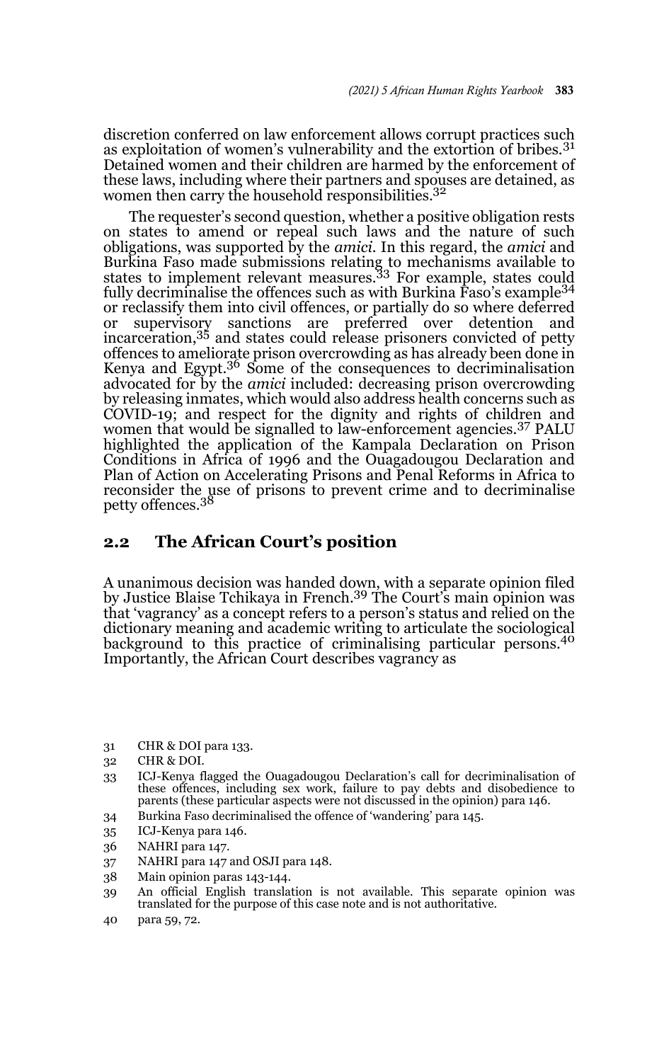discretion conferred on law enforcement allows corrupt practices such as exploitation of women's vulnerability and the extortion of bribes.[31] Detained women and their children are harmed by the enforcement of these laws, including where their partners and spouses are detained, as women then carry the household responsibilities.[32]

The requester's second question, whether a positive obligation rests on states to amend or repeal such laws and the nature of such obligations, was supported by the *amici*. In this regard, the *amici* and Burkina Faso made submissions relating to mechanisms available to states to implement relevant measures.[33] For example, states could fully decriminalise the offences such as with Burkina Faso's example[34] or reclassify them into civil offences, or partially do so where deferred or supervisory sanctions are preferred over detention and incarceration,[35] and states could release prisoners convicted of petty offences to ameliorate prison overcrowding as has already been done in Kenya and Egypt.[36] Some of the consequences to decriminalisation advocated for by the *amici* included: decreasing prison overcrowding by releasing inmates, which would also address health concerns such as COVID-19; and respect for the dignity and rights of children and women that would be signalled to law-enforcement agencies.[37] PALU highlighted the application of the Kampala Declaration on Prison Conditions in Africa of 1996 and the Ouagadougou Declaration and Plan of Action on Accelerating Prisons and Penal Reforms in Africa to reconsider the use of prisons to prevent crime and to decriminalise petty offences.[38]

## 2.2 The African Court's position

A unanimous decision was handed down, with a separate opinion filed by Justice Blaise Tchikaya in French.[39] The Court's main opinion was that 'vagrancy' as a concept refers to a person's status and relied on the dictionary meaning and academic writing to articulate the sociological background to this practice of criminalising particular persons.[40] Importantly, the African Court describes vagrancy as

---

31 CHR & DOI para 133.

32 CHR & DOI.

33 ICJ-Kenya flagged the Ouagadougou Declaration's call for decriminalisation of these offences, including sex work, failure to pay debts and disobedience to parents (these particular aspects were not discussed in the opinion) para 146.

34 Burkina Faso decriminalised the offence of 'wandering' para 145.

35 ICJ-Kenya para 146.

36 NAHRI para 147.

37 NAHRI para 147 and OSJI para 148.

38 Main opinion paras 143-144.

39 An official English translation is not available. This separate opinion was translated for the purpose of this case note and is not authoritative.

40 para 59, 72.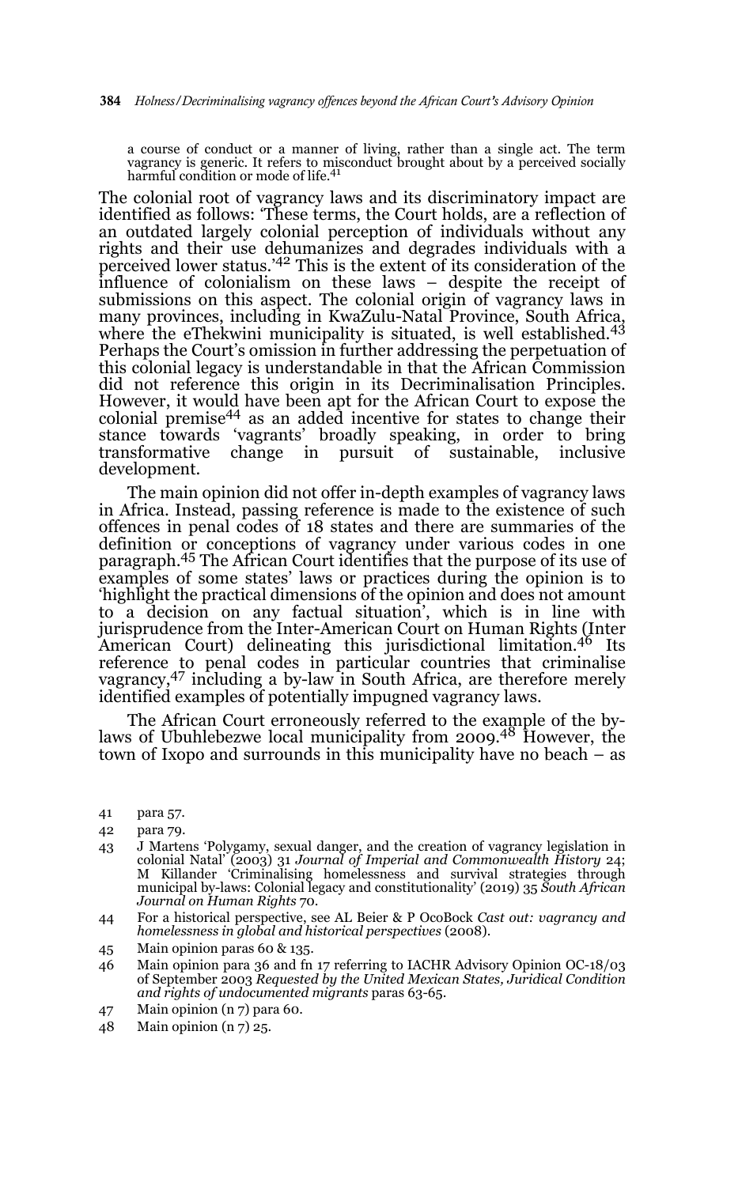> a course of conduct or a manner of living, rather than a single act. The term vagrancy is generic. It refers to misconduct brought about by a perceived socially harmful condition or mode of life.[41]

The colonial root of vagrancy laws and its discriminatory impact are identified as follows: 'These terms, the Court holds, are a reflection of an outdated largely colonial perception of individuals without any rights and their use dehumanizes and degrades individuals with a perceived lower status.'[42] This is the extent of its consideration of the influence of colonialism on these laws – despite the receipt of submissions on this aspect. The colonial origin of vagrancy laws in many provinces, including in KwaZulu-Natal Province, South Africa, where the eThekwini municipality is situated, is well established.[43] Perhaps the Court's omission in further addressing the perpetuation of this colonial legacy is understandable in that the African Commission did not reference this origin in its Decriminalisation Principles. However, it would have been apt for the African Court to expose the colonial premise[44] as an added incentive for states to change their stance towards 'vagrants' broadly speaking, in order to bring transformative change in pursuit of sustainable, inclusive development.

The main opinion did not offer in-depth examples of vagrancy laws in Africa. Instead, passing reference is made to the existence of such offences in penal codes of 18 states and there are summaries of the definition or conceptions of vagrancy under various codes in one paragraph.[45] The African Court identifies that the purpose of its use of examples of some states' laws or practices during the opinion is to 'highlight the practical dimensions of the opinion and does not amount to a decision on any factual situation', which is in line with jurisprudence from the Inter-American Court on Human Rights (Inter American Court) delineating this jurisdictional limitation.[46] Its reference to penal codes in particular countries that criminalise vagrancy,[47] including a by-law in South Africa, are therefore merely identified examples of potentially impugned vagrancy laws.

The African Court erroneously referred to the example of the by-laws of Ubuhlebezwe local municipality from 2009.[48] However, the town of Ixopo and surrounds in this municipality have no beach – as

41 para 57.

42 para 79.

43 J Martens 'Polygamy, sexual danger, and the creation of vagrancy legislation in colonial Natal' (2003) 31 *Journal of Imperial and Commonwealth History* 24; M Killander 'Criminalising homelessness and survival strategies through municipal by-laws: Colonial legacy and constitutionality' (2019) 35 *South African Journal on Human Rights* 70.

44 For a historical perspective, see AL Beier & P OcoBock *Cast out: vagrancy and homelessness in global and historical perspectives* (2008).

45 Main opinion paras 60 & 135.

46 Main opinion para 36 and fn 17 referring to IACHR Advisory Opinion OC-18/03 of September 2003 *Requested by the United Mexican States, Juridical Condition and rights of undocumented migrants* paras 63-65.

47 Main opinion (n 7) para 60.

48 Main opinion (n 7) 25.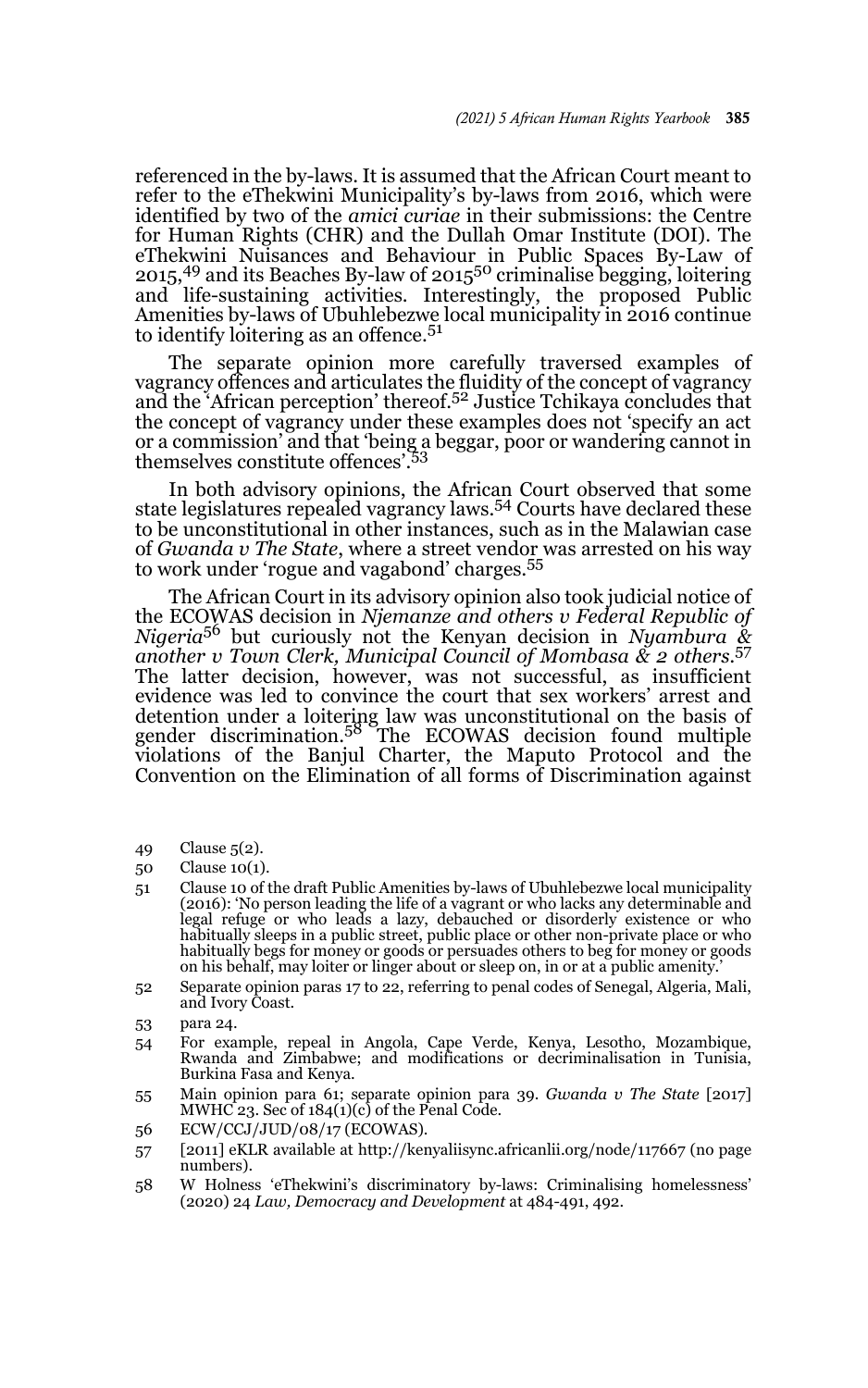referenced in the by-laws. It is assumed that the African Court meant to refer to the eThekwini Municipality's by-laws from 2016, which were identified by two of the *amici curiae* in their submissions: the Centre for Human Rights (CHR) and the Dullah Omar Institute (DOI). The eThekwini Nuisances and Behaviour in Public Spaces By-Law of 2015,[49] and its Beaches By-law of 2015[50] criminalise begging, loitering and life-sustaining activities. Interestingly, the proposed Public Amenities by-laws of Ubuhlebezwe local municipality in 2016 continue to identify loitering as an offence.[51]

The separate opinion more carefully traversed examples of vagrancy offences and articulates the fluidity of the concept of vagrancy and the 'African perception' thereof.[52] Justice Tchikaya concludes that the concept of vagrancy under these examples does not 'specify an act or a commission' and that 'being a beggar, poor or wandering cannot in themselves constitute offences'.[53]

In both advisory opinions, the African Court observed that some state legislatures repealed vagrancy laws.[54] Courts have declared these to be unconstitutional in other instances, such as in the Malawian case of *Gwanda v The State*, where a street vendor was arrested on his way to work under 'rogue and vagabond' charges.[55]

The African Court in its advisory opinion also took judicial notice of the ECOWAS decision in *Njemanze and others v Federal Republic of Nigeria*[56] but curiously not the Kenyan decision in *Nyambura & another v Town Clerk, Municipal Council of Mombasa & 2 others*.[57] The latter decision, however, was not successful, as insufficient evidence was led to convince the court that sex workers' arrest and detention under a loitering law was unconstitutional on the basis of gender discrimination.[58] The ECOWAS decision found multiple violations of the Banjul Charter, the Maputo Protocol and the Convention on the Elimination of all forms of Discrimination against

49 Clause 5(2).

50 Clause 10(1).

51 Clause 10 of the draft Public Amenities by-laws of Ubuhlebezwe local municipality (2016): 'No person leading the life of a vagrant or who lacks any determinable and legal refuge or who leads a lazy, debauched or disorderly existence or who habitually sleeps in a public street, public place or other non-private place or who habitually begs for money or goods or persuades others to beg for money or goods on his behalf, may loiter or linger about or sleep on, in or at a public amenity.'

52 Separate opinion paras 17 to 22, referring to penal codes of Senegal, Algeria, Mali, and Ivory Coast.

53 para 24.

54 For example, repeal in Angola, Cape Verde, Kenya, Lesotho, Mozambique, Rwanda and Zimbabwe; and modifications or decriminalisation in Tunisia, Burkina Fasa and Kenya.

55 Main opinion para 61; separate opinion para 39. *Gwanda v The State* [2017] MWHC 23. Sec of 184(1)(c) of the Penal Code.

56 ECW/CCJ/JUD/08/17 (ECOWAS).

57 [2011] eKLR available at http://kenyaliisync.africanlii.org/node/117667 (no page numbers).

58 W Holness 'eThekwini's discriminatory by-laws: Criminalising homelessness' (2020) 24 *Law, Democracy and Development* at 484-491, 492.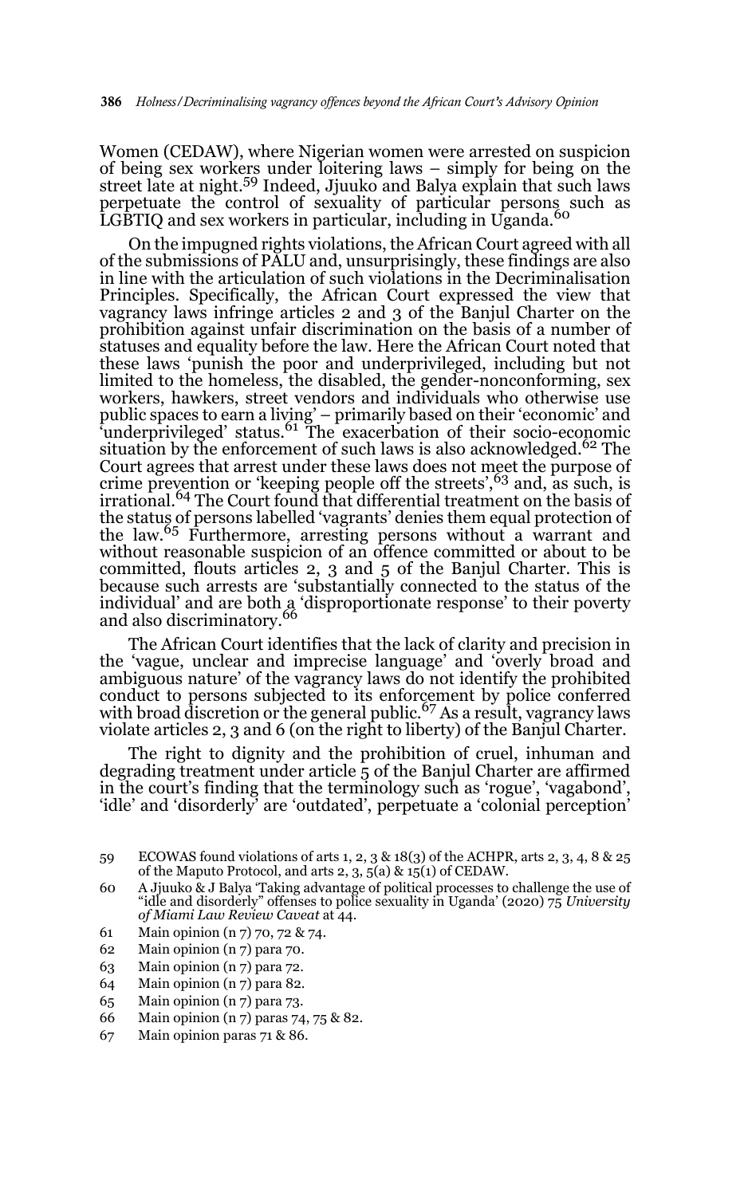Women (CEDAW), where Nigerian women were arrested on suspicion of being sex workers under loitering laws – simply for being on the street late at night.[59] Indeed, Jjuuko and Balya explain that such laws perpetuate the control of sexuality of particular persons such as LGBTIQ and sex workers in particular, including in Uganda.[60]

On the impugned rights violations, the African Court agreed with all of the submissions of PALU and, unsurprisingly, these findings are also in line with the articulation of such violations in the Decriminalisation Principles. Specifically, the African Court expressed the view that vagrancy laws infringe articles 2 and 3 of the Banjul Charter on the prohibition against unfair discrimination on the basis of a number of statuses and equality before the law. Here the African Court noted that these laws 'punish the poor and underprivileged, including but not limited to the homeless, the disabled, the gender-nonconforming, sex workers, hawkers, street vendors and individuals who otherwise use public spaces to earn a living' – primarily based on their 'economic' and 'underprivileged' status.[61] The exacerbation of their socio-economic situation by the enforcement of such laws is also acknowledged.[62] The Court agrees that arrest under these laws does not meet the purpose of crime prevention or 'keeping people off the streets',[63] and, as such, is irrational.[64] The Court found that differential treatment on the basis of the status of persons labelled 'vagrants' denies them equal protection of the law.[65] Furthermore, arresting persons without a warrant and without reasonable suspicion of an offence committed or about to be committed, flouts articles 2, 3 and 5 of the Banjul Charter. This is because such arrests are 'substantially connected to the status of the individual' and are both a 'disproportionate response' to their poverty and also discriminatory.[66]

The African Court identifies that the lack of clarity and precision in the 'vague, unclear and imprecise language' and 'overly broad and ambiguous nature' of the vagrancy laws do not identify the prohibited conduct to persons subjected to its enforcement by police conferred with broad discretion or the general public.[67] As a result, vagrancy laws violate articles 2, 3 and 6 (on the right to liberty) of the Banjul Charter.

The right to dignity and the prohibition of cruel, inhuman and degrading treatment under article 5 of the Banjul Charter are affirmed in the court's finding that the terminology such as 'rogue', 'vagabond', 'idle' and 'disorderly' are 'outdated', perpetuate a 'colonial perception'

59 ECOWAS found violations of arts 1, 2, 3 & 18(3) of the ACHPR, arts 2, 3, 4, 8 & 25 of the Maputo Protocol, and arts 2, 3, 5(a) & 15(1) of CEDAW.

60 A Jjuuko & J Balya 'Taking advantage of political processes to challenge the use of "idle and disorderly" offenses to police sexuality in Uganda' (2020) 75 *University of Miami Law Review Caveat* at 44.

61 Main opinion (n 7) 70, 72 & 74.

62 Main opinion (n 7) para 70.

63 Main opinion (n 7) para 72.

64 Main opinion (n 7) para 82.

65 Main opinion (n 7) para 73.

66 Main opinion (n 7) paras 74, 75 & 82.

67 Main opinion paras 71 & 86.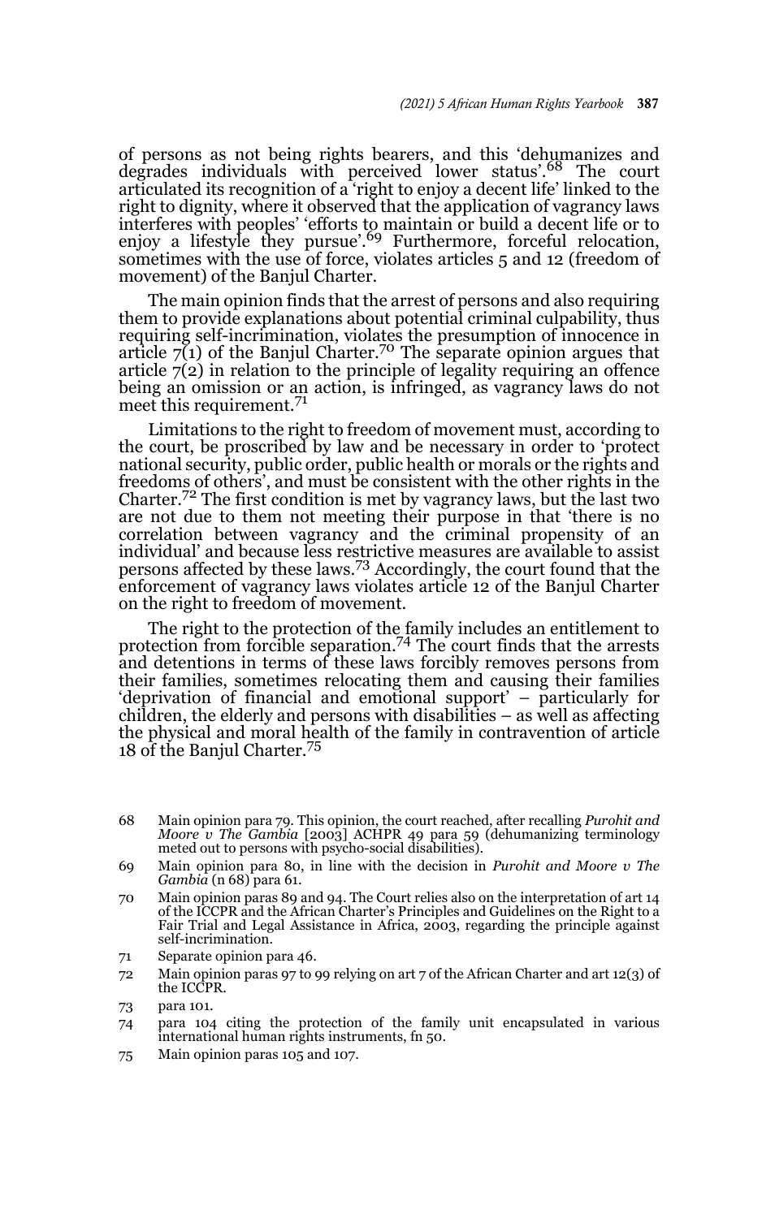of persons as not being rights bearers, and this 'dehumanizes and degrades individuals with perceived lower status'.[68] The court articulated its recognition of a 'right to enjoy a decent life' linked to the right to dignity, where it observed that the application of vagrancy laws interferes with peoples' 'efforts to maintain or build a decent life or to enjoy a lifestyle they pursue'.[69] Furthermore, forceful relocation, sometimes with the use of force, violates articles 5 and 12 (freedom of movement) of the Banjul Charter.

The main opinion finds that the arrest of persons and also requiring them to provide explanations about potential criminal culpability, thus requiring self-incrimination, violates the presumption of innocence in article 7(1) of the Banjul Charter.[70] The separate opinion argues that article 7(2) in relation to the principle of legality requiring an offence being an omission or an action, is infringed, as vagrancy laws do not meet this requirement.[71]

Limitations to the right to freedom of movement must, according to the court, be proscribed by law and be necessary in order to 'protect national security, public order, public health or morals or the rights and freedoms of others', and must be consistent with the other rights in the Charter.[72] The first condition is met by vagrancy laws, but the last two are not due to them not meeting their purpose in that 'there is no correlation between vagrancy and the criminal propensity of an individual' and because less restrictive measures are available to assist persons affected by these laws.[73] Accordingly, the court found that the enforcement of vagrancy laws violates article 12 of the Banjul Charter on the right to freedom of movement.

The right to the protection of the family includes an entitlement to protection from forcible separation.[74] The court finds that the arrests and detentions in terms of these laws forcibly removes persons from their families, sometimes relocating them and causing their families 'deprivation of financial and emotional support' – particularly for children, the elderly and persons with disabilities – as well as affecting the physical and moral health of the family in contravention of article 18 of the Banjul Charter.[75]

---

68 Main opinion para 79. This opinion, the court reached, after recalling *Purohit and Moore v The Gambia* [2003] ACHPR 49 para 59 (dehumanizing terminology meted out to persons with psycho-social disabilities).

69 Main opinion para 80, in line with the decision in *Purohit and Moore v The Gambia* (n 68) para 61.

70 Main opinion paras 89 and 94. The Court relies also on the interpretation of art 14 of the ICCPR and the African Charter's Principles and Guidelines on the Right to a Fair Trial and Legal Assistance in Africa, 2003, regarding the principle against self-incrimination.

71 Separate opinion para 46.

72 Main opinion paras 97 to 99 relying on art 7 of the African Charter and art 12(3) of the ICCPR.

73 para 101.

74 para 104 citing the protection of the family unit encapsulated in various international human rights instruments, fn 50.

75 Main opinion paras 105 and 107.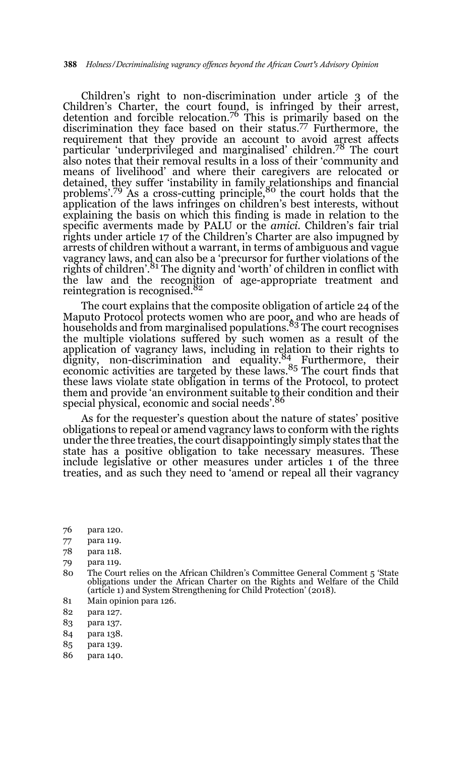Children's right to non-discrimination under article 3 of the Children's Charter, the court found, is infringed by their arrest, detention and forcible relocation.[76] This is primarily based on the discrimination they face based on their status.[77] Furthermore, the requirement that they provide an account to avoid arrest affects particular 'underprivileged and marginalised' children.[78] The court also notes that their removal results in a loss of their 'community and means of livelihood' and where their caregivers are relocated or detained, they suffer 'instability in family relationships and financial problems'.[79] As a cross-cutting principle,[80] the court holds that the application of the laws infringes on children's best interests, without explaining the basis on which this finding is made in relation to the specific averments made by PALU or the *amici*. Children's fair trial rights under article 17 of the Children's Charter are also impugned by arrests of children without a warrant, in terms of ambiguous and vague vagrancy laws, and can also be a 'precursor for further violations of the rights of children'.[81] The dignity and 'worth' of children in conflict with the law and the recognition of age-appropriate treatment and reintegration is recognised.[82]

The court explains that the composite obligation of article 24 of the Maputo Protocol protects women who are poor, and who are heads of households and from marginalised populations.[83] The court recognises the multiple violations suffered by such women as a result of the application of vagrancy laws, including in relation to their rights to dignity, non-discrimination and equality.[84] Furthermore, their economic activities are targeted by these laws.[85] The court finds that these laws violate state obligation in terms of the Protocol, to protect them and provide 'an environment suitable to their condition and their special physical, economic and social needs'.[86]

As for the requester's question about the nature of states' positive obligations to repeal or amend vagrancy laws to conform with the rights under the three treaties, the court disappointingly simply states that the state has a positive obligation to take necessary measures. These include legislative or other measures under articles 1 of the three treaties, and as such they need to 'amend or repeal all their vagrancy

76 para 120.
77 para 119.
78 para 118.
79 para 119.
80 The Court relies on the African Children's Committee General Comment 5 'State obligations under the African Charter on the Rights and Welfare of the Child (article 1) and System Strengthening for Child Protection' (2018).
81 Main opinion para 126.
82 para 127.
83 para 137.
84 para 138.
85 para 139.
86 para 140.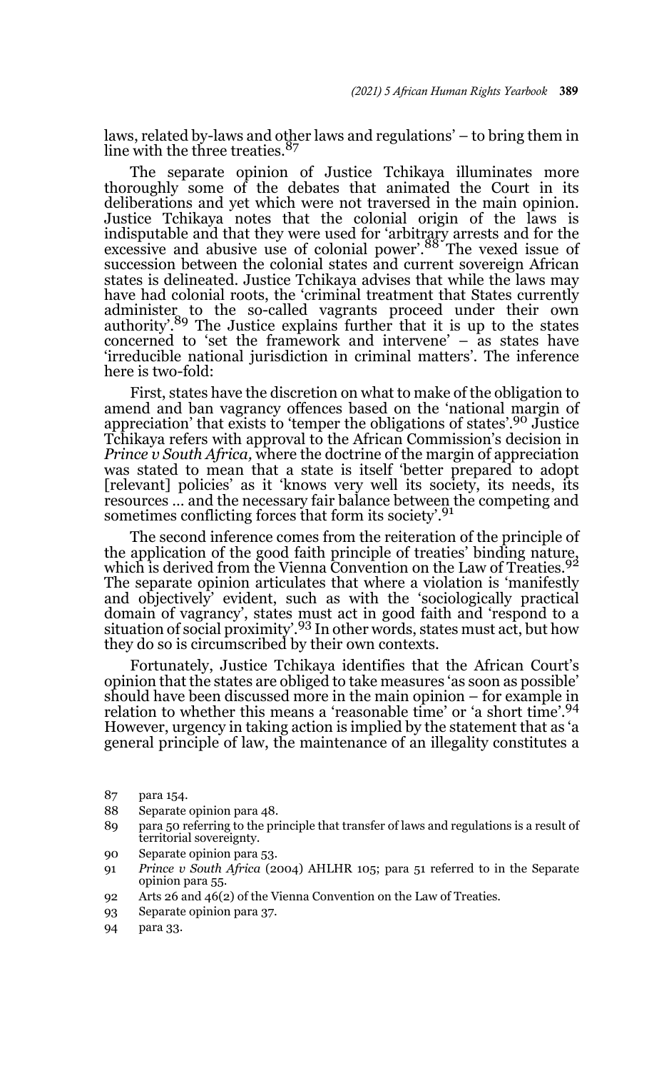laws, related by-laws and other laws and regulations' – to bring them in line with the three treaties.[87]

The separate opinion of Justice Tchikaya illuminates more thoroughly some of the debates that animated the Court in its deliberations and yet which were not traversed in the main opinion. Justice Tchikaya notes that the colonial origin of the laws is indisputable and that they were used for 'arbitrary arrests and for the excessive and abusive use of colonial power'.[88] The vexed issue of succession between the colonial states and current sovereign African states is delineated. Justice Tchikaya advises that while the laws may have had colonial roots, the 'criminal treatment that States currently administer to the so-called vagrants proceed under their own authority'.[89] The Justice explains further that it is up to the states concerned to 'set the framework and intervene' – as states have 'irreducible national jurisdiction in criminal matters'. The inference here is two-fold:

First, states have the discretion on what to make of the obligation to amend and ban vagrancy offences based on the 'national margin of appreciation' that exists to 'temper the obligations of states'.[90] Justice Tchikaya refers with approval to the African Commission's decision in *Prince v South Africa,* where the doctrine of the margin of appreciation was stated to mean that a state is itself 'better prepared to adopt [relevant] policies' as it 'knows very well its society, its needs, its resources … and the necessary fair balance between the competing and sometimes conflicting forces that form its society'.[91]

The second inference comes from the reiteration of the principle of the application of the good faith principle of treaties' binding nature, which is derived from the Vienna Convention on the Law of Treaties.[92] The separate opinion articulates that where a violation is 'manifestly and objectively' evident, such as with the 'sociologically practical domain of vagrancy', states must act in good faith and 'respond to a situation of social proximity'.[93] In other words, states must act, but how they do so is circumscribed by their own contexts.

Fortunately, Justice Tchikaya identifies that the African Court's opinion that the states are obliged to take measures 'as soon as possible' should have been discussed more in the main opinion – for example in relation to whether this means a 'reasonable time' or 'a short time'.[94] However, urgency in taking action is implied by the statement that as 'a general principle of law, the maintenance of an illegality constitutes a

87 para 154.

88 Separate opinion para 48.

89 para 50 referring to the principle that transfer of laws and regulations is a result of territorial sovereignty.

90 Separate opinion para 53.

91 *Prince v South Africa* (2004) AHLHR 105; para 51 referred to in the Separate opinion para 55.

92 Arts 26 and 46(2) of the Vienna Convention on the Law of Treaties.

93 Separate opinion para 37.

94 para 33.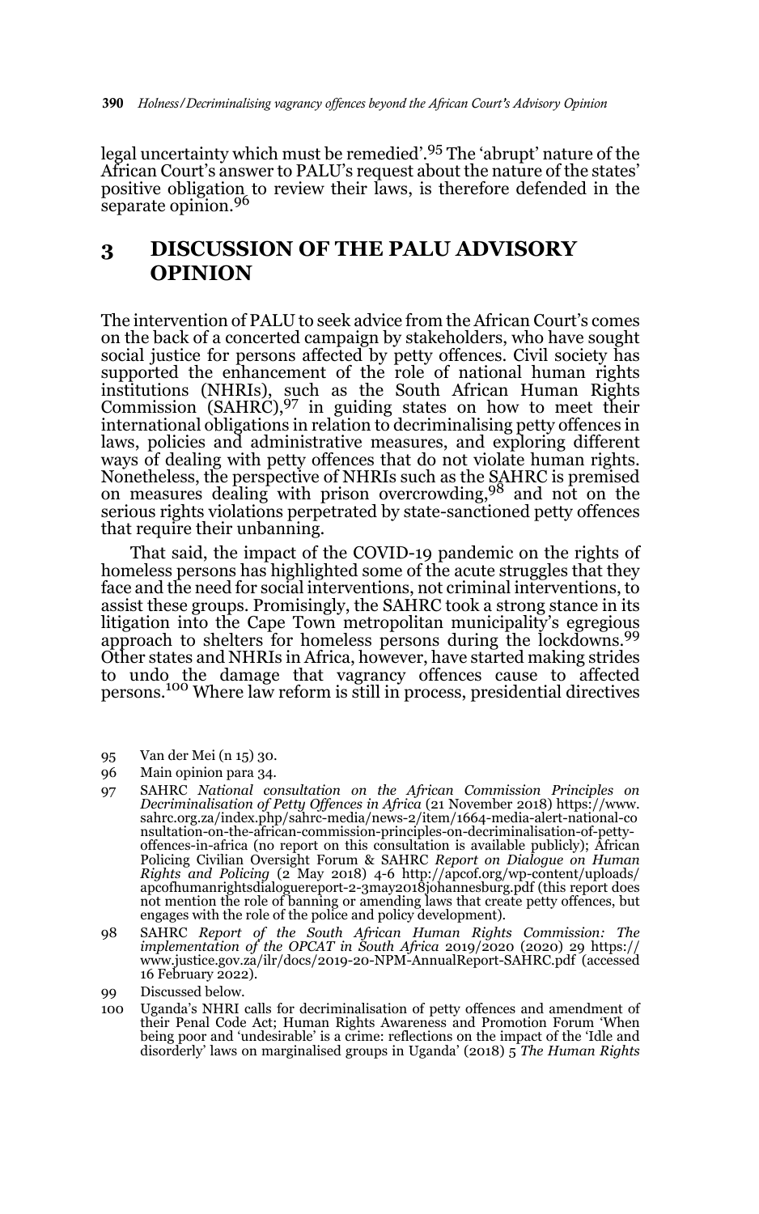legal uncertainty which must be remedied'.[95] The 'abrupt' nature of the African Court's answer to PALU's request about the nature of the states' positive obligation to review their laws, is therefore defended in the separate opinion.[96]

## 3 DISCUSSION OF THE PALU ADVISORY OPINION

The intervention of PALU to seek advice from the African Court's comes on the back of a concerted campaign by stakeholders, who have sought social justice for persons affected by petty offences. Civil society has supported the enhancement of the role of national human rights institutions (NHRIs), such as the South African Human Rights Commission (SAHRC),[97] in guiding states on how to meet their international obligations in relation to decriminalising petty offences in laws, policies and administrative measures, and exploring different ways of dealing with petty offences that do not violate human rights. Nonetheless, the perspective of NHRIs such as the SAHRC is premised on measures dealing with prison overcrowding,[98] and not on the serious rights violations perpetrated by state-sanctioned petty offences that require their unbanning.

That said, the impact of the COVID-19 pandemic on the rights of homeless persons has highlighted some of the acute struggles that they face and the need for social interventions, not criminal interventions, to assist these groups. Promisingly, the SAHRC took a strong stance in its litigation into the Cape Town metropolitan municipality's egregious approach to shelters for homeless persons during the lockdowns.[99] Other states and NHRIs in Africa, however, have started making strides to undo the damage that vagrancy offences cause to affected persons.[100] Where law reform is still in process, presidential directives

95 Van der Mei (n 15) 30.

96 Main opinion para 34.

97 SAHRC *National consultation on the African Commission Principles on Decriminalisation of Petty Offences in Africa* (21 November 2018) https://www.sahrc.org.za/index.php/sahrc-media/news-2/item/1664-media-alert-national-consultation-on-the-african-commission-principles-on-decriminalisation-of-petty-offences-in-africa (no report on this consultation is available publicly); African Policing Civilian Oversight Forum & SAHRC *Report on Dialogue on Human Rights and Policing* (2 May 2018) 4-6 http://apcof.org/wp-content/uploads/apcofhumanrightsdialoguereport-2-3may2018johannesburg.pdf (this report does not mention the role of banning or amending laws that create petty offences, but engages with the role of the police and policy development).

98 SAHRC *Report of the South African Human Rights Commission: The implementation of the OPCAT in South Africa* 2019/2020 (2020) 29 https://www.justice.gov.za/ilr/docs/2019-20-NPM-AnnualReport-SAHRC.pdf (accessed 16 February 2022).

99 Discussed below.

100 Uganda's NHRI calls for decriminalisation of petty offences and amendment of their Penal Code Act; Human Rights Awareness and Promotion Forum 'When being poor and 'undesirable' is a crime: reflections on the impact of the 'Idle and disorderly' laws on marginalised groups in Uganda' (2018) 5 *The Human Rights*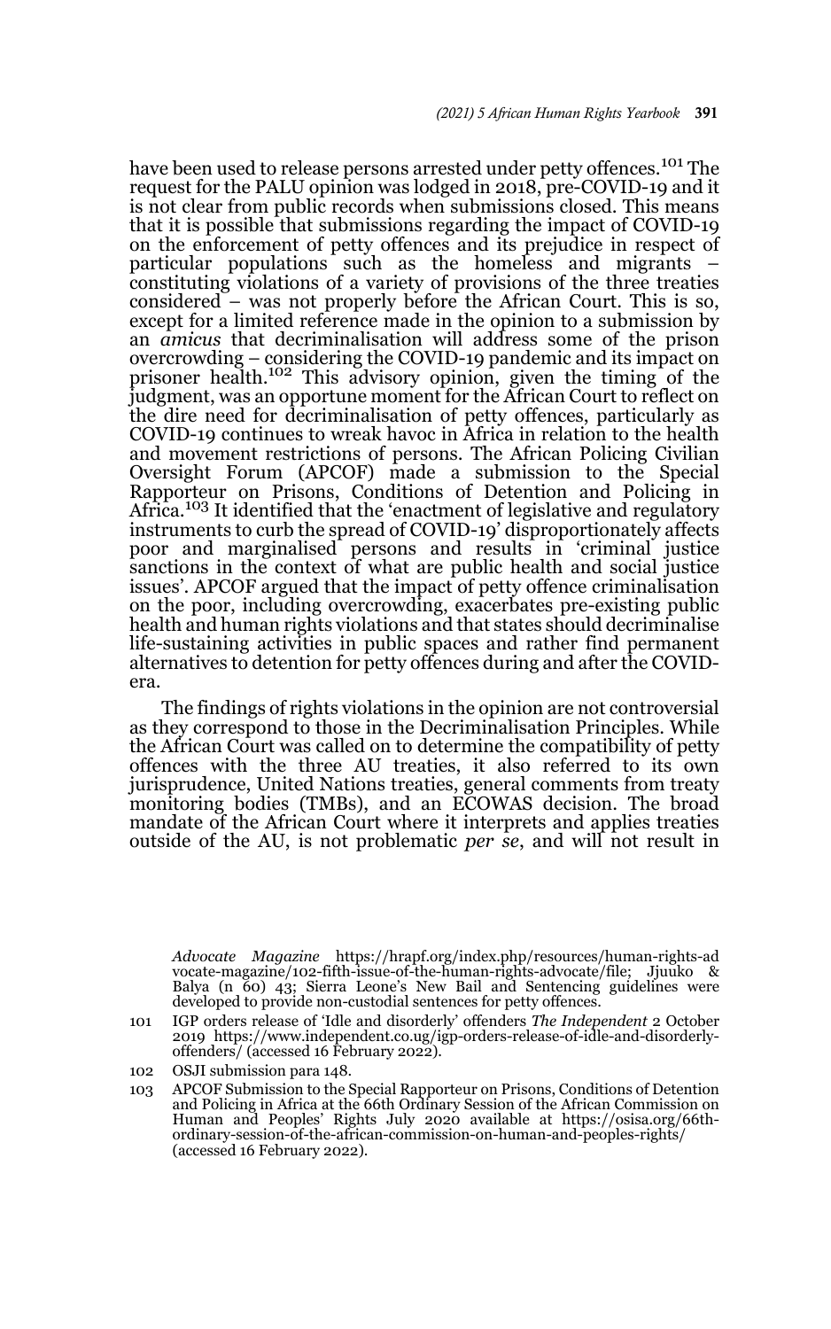have been used to release persons arrested under petty offences.[101] The request for the PALU opinion was lodged in 2018, pre-COVID-19 and it is not clear from public records when submissions closed. This means that it is possible that submissions regarding the impact of COVID-19 on the enforcement of petty offences and its prejudice in respect of particular populations such as the homeless and migrants – constituting violations of a variety of provisions of the three treaties considered – was not properly before the African Court. This is so, except for a limited reference made in the opinion to a submission by an *amicus* that decriminalisation will address some of the prison overcrowding – considering the COVID-19 pandemic and its impact on prisoner health.[102] This advisory opinion, given the timing of the judgment, was an opportune moment for the African Court to reflect on the dire need for decriminalisation of petty offences, particularly as COVID-19 continues to wreak havoc in Africa in relation to the health and movement restrictions of persons. The African Policing Civilian Oversight Forum (APCOF) made a submission to the Special Rapporteur on Prisons, Conditions of Detention and Policing in Africa.[103] It identified that the 'enactment of legislative and regulatory instruments to curb the spread of COVID-19' disproportionately affects poor and marginalised persons and results in 'criminal justice sanctions in the context of what are public health and social justice issues'. APCOF argued that the impact of petty offence criminalisation on the poor, including overcrowding, exacerbates pre-existing public health and human rights violations and that states should decriminalise life-sustaining activities in public spaces and rather find permanent alternatives to detention for petty offences during and after the COVID-era.

The findings of rights violations in the opinion are not controversial as they correspond to those in the Decriminalisation Principles. While the African Court was called on to determine the compatibility of petty offences with the three AU treaties, it also referred to its own jurisprudence, United Nations treaties, general comments from treaty monitoring bodies (TMBs), and an ECOWAS decision. The broad mandate of the African Court where it interprets and applies treaties outside of the AU, is not problematic *per se*, and will not result in

*Advocate Magazine* https://hrapf.org/index.php/resources/human-rights-advocate-magazine/102-fifth-issue-of-the-human-rights-advocate/file; Jjuuko & Balya (n 60) 43; Sierra Leone's New Bail and Sentencing guidelines were developed to provide non-custodial sentences for petty offences.

101 IGP orders release of 'Idle and disorderly' offenders *The Independent* 2 October 2019 https://www.independent.co.ug/igp-orders-release-of-idle-and-disorderly-offenders/ (accessed 16 February 2022).

102 OSJI submission para 148.

103 APCOF Submission to the Special Rapporteur on Prisons, Conditions of Detention and Policing in Africa at the 66th Ordinary Session of the African Commission on Human and Peoples' Rights July 2020 available at https://osisa.org/66th-ordinary-session-of-the-african-commission-on-human-and-peoples-rights/ (accessed 16 February 2022).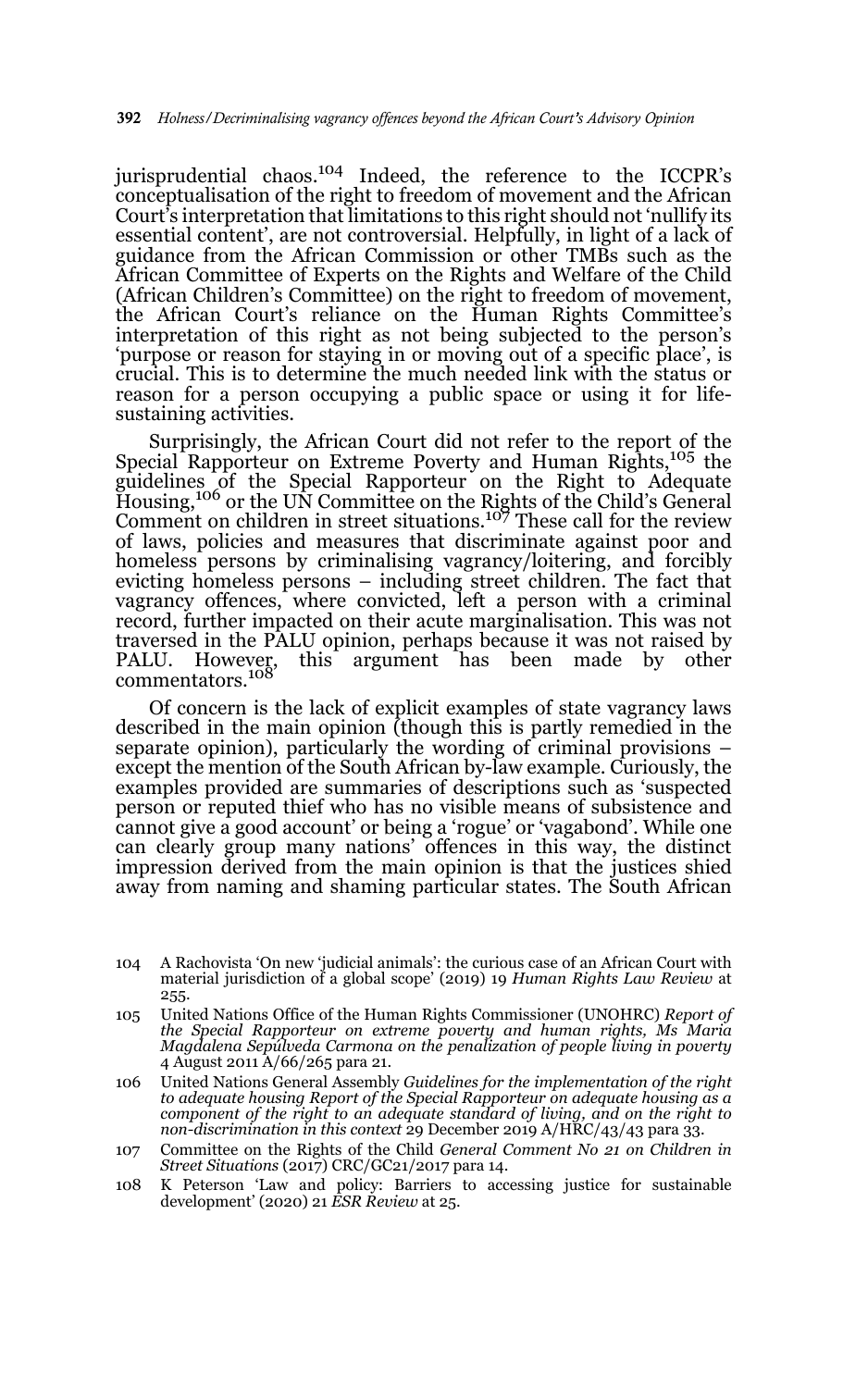jurisprudential chaos.[104] Indeed, the reference to the ICCPR's conceptualisation of the right to freedom of movement and the African Court's interpretation that limitations to this right should not 'nullify its essential content', are not controversial. Helpfully, in light of a lack of guidance from the African Commission or other TMBs such as the African Committee of Experts on the Rights and Welfare of the Child (African Children's Committee) on the right to freedom of movement, the African Court's reliance on the Human Rights Committee's interpretation of this right as not being subjected to the person's 'purpose or reason for staying in or moving out of a specific place', is crucial. This is to determine the much needed link with the status or reason for a person occupying a public space or using it for life-sustaining activities.

Surprisingly, the African Court did not refer to the report of the Special Rapporteur on Extreme Poverty and Human Rights,[105] the guidelines of the Special Rapporteur on the Right to Adequate Housing,[106] or the UN Committee on the Rights of the Child's General Comment on children in street situations.[107] These call for the review of laws, policies and measures that discriminate against poor and homeless persons by criminalising vagrancy/loitering, and forcibly evicting homeless persons – including street children. The fact that vagrancy offences, where convicted, left a person with a criminal record, further impacted on their acute marginalisation. This was not traversed in the PALU opinion, perhaps because it was not raised by PALU. However, this argument has been made by other commentators.[108]

Of concern is the lack of explicit examples of state vagrancy laws described in the main opinion (though this is partly remedied in the separate opinion), particularly the wording of criminal provisions – except the mention of the South African by-law example. Curiously, the examples provided are summaries of descriptions such as 'suspected person or reputed thief who has no visible means of subsistence and cannot give a good account' or being a 'rogue' or 'vagabond'. While one can clearly group many nations' offences in this way, the distinct impression derived from the main opinion is that the justices shied away from naming and shaming particular states. The South African

---

104 A Rachovista 'On new 'judicial animals': the curious case of an African Court with material jurisdiction of a global scope' (2019) 19 *Human Rights Law Review* at 255.

105 United Nations Office of the Human Rights Commissioner (UNOHRC) *Report of the Special Rapporteur on extreme poverty and human rights, Ms Maria Magdalena Sepúlveda Carmona on the penalization of people living in poverty* 4 August 2011 A/66/265 para 21.

106 United Nations General Assembly *Guidelines for the implementation of the right to adequate housing Report of the Special Rapporteur on adequate housing as a component of the right to an adequate standard of living, and on the right to non-discrimination in this context* 29 December 2019 A/HRC/43/43 para 33.

107 Committee on the Rights of the Child *General Comment No 21 on Children in Street Situations* (2017) CRC/GC21/2017 para 14.

108 K Peterson 'Law and policy: Barriers to accessing justice for sustainable development' (2020) 21 *ESR Review* at 25.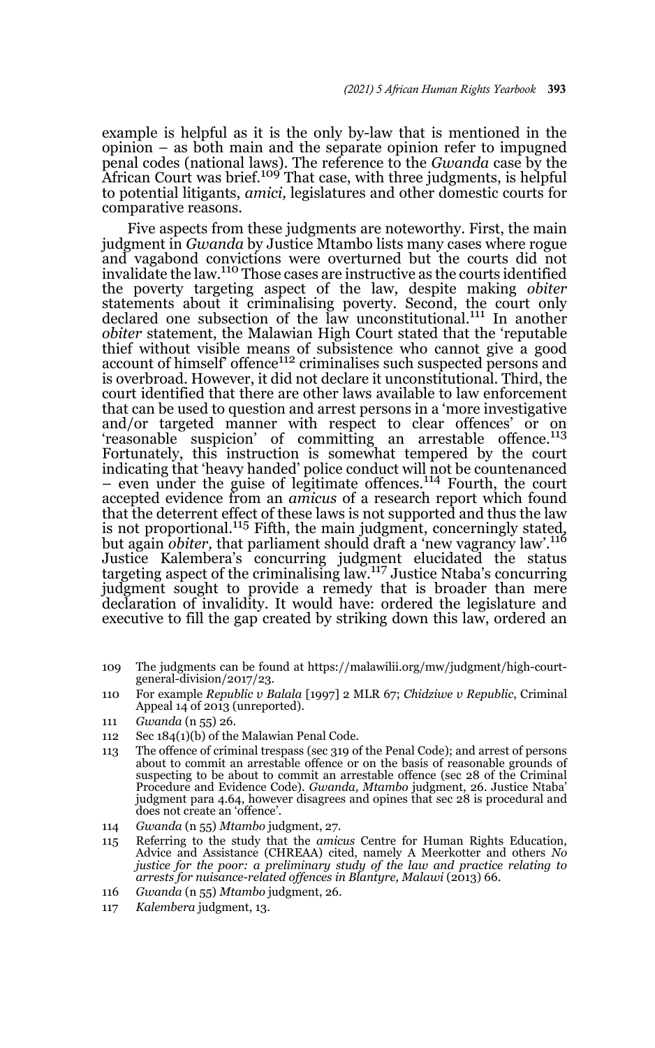example is helpful as it is the only by-law that is mentioned in the opinion – as both main and the separate opinion refer to impugned penal codes (national laws). The reference to the *Gwanda* case by the African Court was brief.[109] That case, with three judgments, is helpful to potential litigants, *amici,* legislatures and other domestic courts for comparative reasons.

Five aspects from these judgments are noteworthy. First, the main judgment in *Gwanda* by Justice Mtambo lists many cases where rogue and vagabond convictions were overturned but the courts did not invalidate the law.[110] Those cases are instructive as the courts identified the poverty targeting aspect of the law, despite making *obiter* statements about it criminalising poverty. Second, the court only declared one subsection of the law unconstitutional.[111] In another *obiter* statement, the Malawian High Court stated that the 'reputable thief without visible means of subsistence who cannot give a good account of himself' offence[112] criminalises such suspected persons and is overbroad. However, it did not declare it unconstitutional. Third, the court identified that there are other laws available to law enforcement that can be used to question and arrest persons in a 'more investigative and/or targeted manner with respect to clear offences' or on 'reasonable suspicion' of committing an arrestable offence.[113] Fortunately, this instruction is somewhat tempered by the court indicating that 'heavy handed' police conduct will not be countenanced – even under the guise of legitimate offences.[114] Fourth, the court accepted evidence from an *amicus* of a research report which found that the deterrent effect of these laws is not supported and thus the law is not proportional.[115] Fifth, the main judgment, concerningly stated, but again *obiter,* that parliament should draft a 'new vagrancy law'.[116] Justice Kalembera's concurring judgment elucidated the status targeting aspect of the criminalising law.[117] Justice Ntaba's concurring judgment sought to provide a remedy that is broader than mere declaration of invalidity. It would have: ordered the legislature and executive to fill the gap created by striking down this law, ordered an

109 The judgments can be found at https://malawilii.org/mw/judgment/high-court-general-division/2017/23.

110 For example *Republic v Balala* [1997] 2 MLR 67; *Chidziwe v Republic*, Criminal Appeal 14 of 2013 (unreported).

111 *Gwanda* (n 55) 26.

112 Sec 184(1)(b) of the Malawian Penal Code.

113 The offence of criminal trespass (sec 319 of the Penal Code); and arrest of persons about to commit an arrestable offence or on the basis of reasonable grounds of suspecting to be about to commit an arrestable offence (sec 28 of the Criminal Procedure and Evidence Code). *Gwanda, Mtambo* judgment, 26. Justice Ntaba' judgment para 4.64, however disagrees and opines that sec 28 is procedural and does not create an 'offence'.

114 *Gwanda* (n 55) *Mtambo* judgment, 27.

115 Referring to the study that the *amicus* Centre for Human Rights Education, Advice and Assistance (CHREAA) cited, namely A Meerkotter and others *No justice for the poor: a preliminary study of the law and practice relating to arrests for nuisance-related offences in Blantyre, Malawi* (2013) 66.

116 *Gwanda* (n 55) *Mtambo* judgment, 26.

117 *Kalembera* judgment, 13.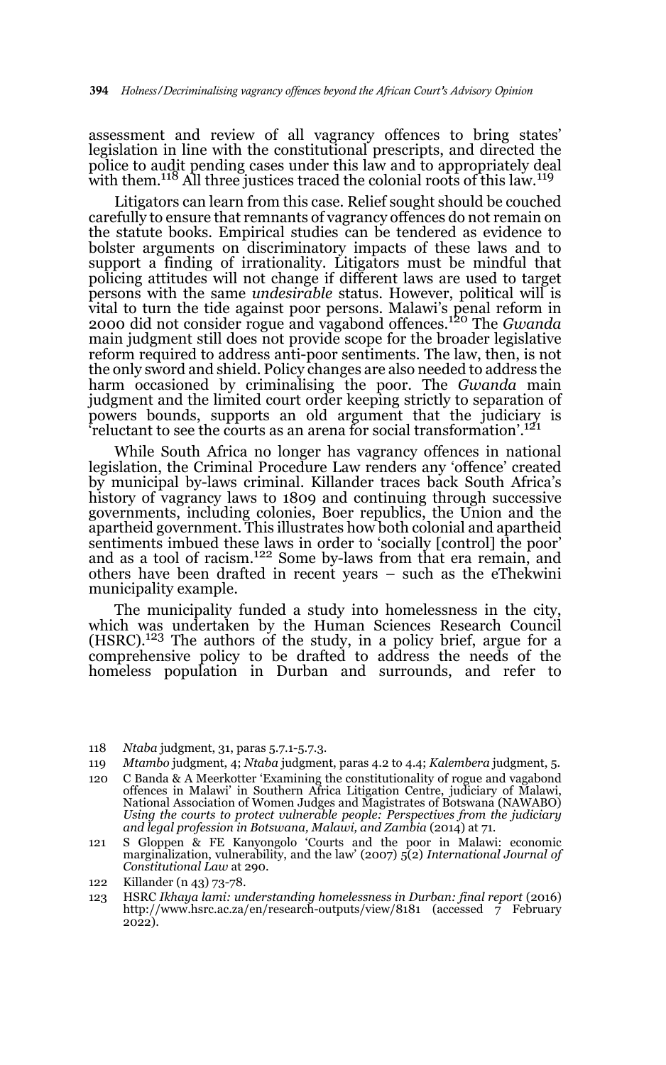assessment and review of all vagrancy offences to bring states' legislation in line with the constitutional prescripts, and directed the police to audit pending cases under this law and to appropriately deal with them.[118] All three justices traced the colonial roots of this law.[119]

Litigators can learn from this case. Relief sought should be couched carefully to ensure that remnants of vagrancy offences do not remain on the statute books. Empirical studies can be tendered as evidence to bolster arguments on discriminatory impacts of these laws and to support a finding of irrationality. Litigators must be mindful that policing attitudes will not change if different laws are used to target persons with the same *undesirable* status. However, political will is vital to turn the tide against poor persons. Malawi's penal reform in 2000 did not consider rogue and vagabond offences.[120] The *Gwanda* main judgment still does not provide scope for the broader legislative reform required to address anti-poor sentiments. The law, then, is not the only sword and shield. Policy changes are also needed to address the harm occasioned by criminalising the poor. The *Gwanda* main judgment and the limited court order keeping strictly to separation of powers bounds, supports an old argument that the judiciary is 'reluctant to see the courts as an arena for social transformation'.[121]

While South Africa no longer has vagrancy offences in national legislation, the Criminal Procedure Law renders any 'offence' created by municipal by-laws criminal. Killander traces back South Africa's history of vagrancy laws to 1809 and continuing through successive governments, including colonies, Boer republics, the Union and the apartheid government. This illustrates how both colonial and apartheid sentiments imbued these laws in order to 'socially [control] the poor' and as a tool of racism.[122] Some by-laws from that era remain, and others have been drafted in recent years – such as the eThekwini municipality example.

The municipality funded a study into homelessness in the city, which was undertaken by the Human Sciences Research Council (HSRC).[123] The authors of the study, in a policy brief, argue for a comprehensive policy to be drafted to address the needs of the homeless population in Durban and surrounds, and refer to

118 *Ntaba* judgment, 31, paras 5.7.1-5.7.3.

119 *Mtambo* judgment, 4; *Ntaba* judgment, paras 4.2 to 4.4; *Kalembera* judgment, 5.

120 C Banda & A Meerkotter 'Examining the constitutionality of rogue and vagabond offences in Malawi' in Southern Africa Litigation Centre, judiciary of Malawi, National Association of Women Judges and Magistrates of Botswana (NAWABO) *Using the courts to protect vulnerable people: Perspectives from the judiciary and legal profession in Botswana, Malawi, and Zambia* (2014) at 71.

121 S Gloppen & FE Kanyongolo 'Courts and the poor in Malawi: economic marginalization, vulnerability, and the law' (2007) 5(2) *International Journal of Constitutional Law* at 290.

122 Killander (n 43) 73-78.

123 HSRC *Ikhaya lami: understanding homelessness in Durban: final report* (2016) http://www.hsrc.ac.za/en/research-outputs/view/8181 (accessed 7 February 2022).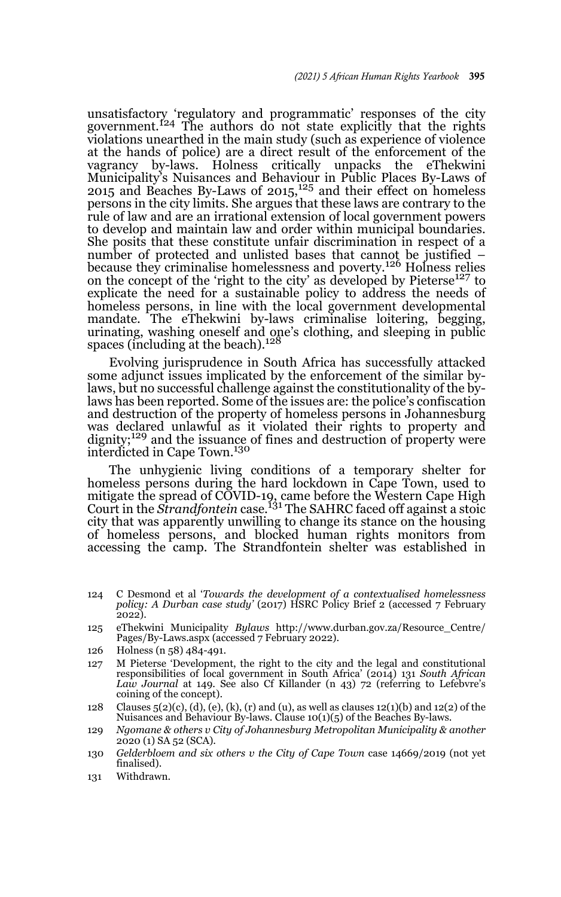unsatisfactory 'regulatory and programmatic' responses of the city government.[124] The authors do not state explicitly that the rights violations unearthed in the main study (such as experience of violence at the hands of police) are a direct result of the enforcement of the vagrancy by-laws. Holness critically unpacks the eThekwini Municipality's Nuisances and Behaviour in Public Places By-Laws of 2015 and Beaches By-Laws of 2015,[125] and their effect on homeless persons in the city limits. She argues that these laws are contrary to the rule of law and are an irrational extension of local government powers to develop and maintain law and order within municipal boundaries. She posits that these constitute unfair discrimination in respect of a number of protected and unlisted bases that cannot be justified – because they criminalise homelessness and poverty.[126] Holness relies on the concept of the 'right to the city' as developed by Pieterse[127] to explicate the need for a sustainable policy to address the needs of homeless persons, in line with the local government developmental mandate. The eThekwini by-laws criminalise loitering, begging, urinating, washing oneself and one's clothing, and sleeping in public spaces (including at the beach).[128]

Evolving jurisprudence in South Africa has successfully attacked some adjunct issues implicated by the enforcement of the similar by-laws, but no successful challenge against the constitutionality of the by-laws has been reported. Some of the issues are: the police's confiscation and destruction of the property of homeless persons in Johannesburg was declared unlawful as it violated their rights to property and dignity;[129] and the issuance of fines and destruction of property were interdicted in Cape Town.[130]

The unhygienic living conditions of a temporary shelter for homeless persons during the hard lockdown in Cape Town, used to mitigate the spread of COVID-19, came before the Western Cape High Court in the *Strandfontein* case.[131] The SAHRC faced off against a stoic city that was apparently unwilling to change its stance on the housing of homeless persons, and blocked human rights monitors from accessing the camp. The Strandfontein shelter was established in

---

124 C Desmond et al '*Towards the development of a contextualised homelessness policy: A Durban case study*' (2017) HSRC Policy Brief 2 (accessed 7 February 2022).

125 eThekwini Municipality *Bylaws* http://www.durban.gov.za/Resource_Centre/Pages/By-Laws.aspx (accessed 7 February 2022).

126 Holness (n 58) 484-491.

127 M Pieterse 'Development, the right to the city and the legal and constitutional responsibilities of local government in South Africa' (2014) 131 *South African Law Journal* at 149. See also Cf Killander (n 43) 72 (referring to Lefebvre's coining of the concept).

128 Clauses 5(2)(c), (d), (e), (k), (r) and (u), as well as clauses 12(1)(b) and 12(2) of the Nuisances and Behaviour By-laws. Clause 10(1)(5) of the Beaches By-laws.

129 *Ngomane & others v City of Johannesburg Metropolitan Municipality & another* 2020 (1) SA 52 (SCA).

130 *Gelderbloem and six others v the City of Cape Town* case 14669/2019 (not yet finalised).

131 Withdrawn.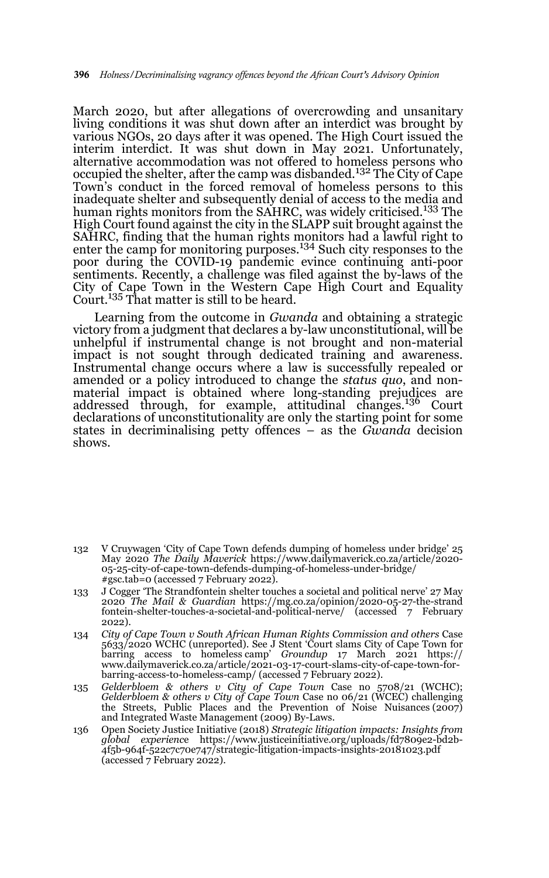March 2020, but after allegations of overcrowding and unsanitary living conditions it was shut down after an interdict was brought by various NGOs, 20 days after it was opened. The High Court issued the interim interdict. It was shut down in May 2021. Unfortunately, alternative accommodation was not offered to homeless persons who occupied the shelter, after the camp was disbanded.[132] The City of Cape Town's conduct in the forced removal of homeless persons to this inadequate shelter and subsequently denial of access to the media and human rights monitors from the SAHRC, was widely criticised.[133] The High Court found against the city in the SLAPP suit brought against the SAHRC, finding that the human rights monitors had a lawful right to enter the camp for monitoring purposes.[134] Such city responses to the poor during the COVID-19 pandemic evince continuing anti-poor sentiments. Recently, a challenge was filed against the by-laws of the City of Cape Town in the Western Cape High Court and Equality Court.[135] That matter is still to be heard.

Learning from the outcome in *Gwanda* and obtaining a strategic victory from a judgment that declares a by-law unconstitutional, will be unhelpful if instrumental change is not brought and non-material impact is not sought through dedicated training and awareness. Instrumental change occurs where a law is successfully repealed or amended or a policy introduced to change the *status quo*, and non-material impact is obtained where long-standing prejudices are addressed through, for example, attitudinal changes.[136] Court declarations of unconstitutionality are only the starting point for some states in decriminalising petty offences – as the *Gwanda* decision shows.

---

132 V Cruywagen 'City of Cape Town defends dumping of homeless under bridge' 25 May 2020 *The Daily Maverick* https://www.dailymaverick.co.za/article/2020-05-25-city-of-cape-town-defends-dumping-of-homeless-under-bridge/#gsc.tab=0 (accessed 7 February 2022).

133 J Cogger 'The Strandfontein shelter touches a societal and political nerve' 27 May 2020 *The Mail & Guardian* https://mg.co.za/opinion/2020-05-27-the-strandfontein-shelter-touches-a-societal-and-political-nerve/ (accessed 7 February 2022).

134 *City of Cape Town v South African Human Rights Commission and others* Case 5633/2020 WCHC (unreported). See J Stent 'Court slams City of Cape Town for barring access to homeless camp' *Groundup* 17 March 2021 https://www.dailymaverick.co.za/article/2021-03-17-court-slams-city-of-cape-town-for-barring-access-to-homeless-camp/ (accessed 7 February 2022).

135 *Gelderbloem & others v City of Cape Town* Case no 5708/21 (WCHC); *Gelderbloem & others v City of Cape Town* Case no 06/21 (WCEC) challenging the Streets, Public Places and the Prevention of Noise Nuisances (2007) and Integrated Waste Management (2009) By-Laws.

136 Open Society Justice Initiative (2018) *Strategic litigation impacts: Insights from global experience* https://www.justiceinitiative.org/uploads/fd7809e2-bd2b-4f5b-964f-522c7c70e747/strategic-litigation-impacts-insights-20181023.pdf (accessed 7 February 2022).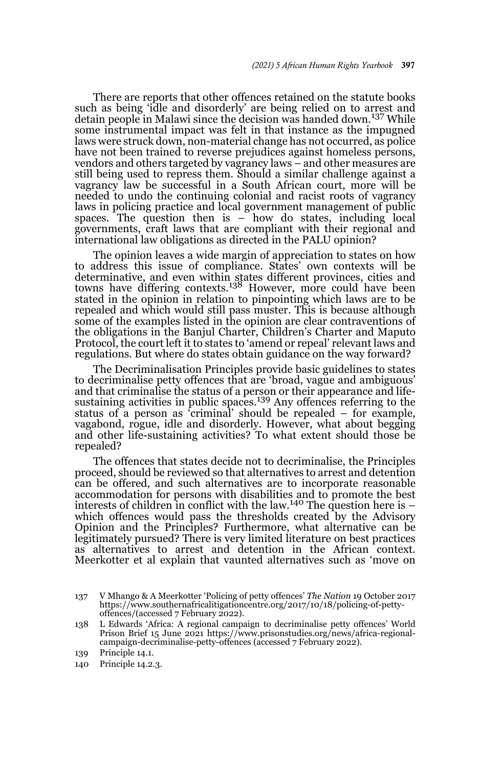There are reports that other offences retained on the statute books such as being 'idle and disorderly' are being relied on to arrest and detain people in Malawi since the decision was handed down.[137] While some instrumental impact was felt in that instance as the impugned laws were struck down, non-material change has not occurred, as police have not been trained to reverse prejudices against homeless persons, vendors and others targeted by vagrancy laws – and other measures are still being used to repress them. Should a similar challenge against a vagrancy law be successful in a South African court, more will be needed to undo the continuing colonial and racist roots of vagrancy laws in policing practice and local government management of public spaces. The question then is – how do states, including local governments, craft laws that are compliant with their regional and international law obligations as directed in the PALU opinion?

The opinion leaves a wide margin of appreciation to states on how to address this issue of compliance. States' own contexts will be determinative, and even within states different provinces, cities and towns have differing contexts.[138] However, more could have been stated in the opinion in relation to pinpointing which laws are to be repealed and which would still pass muster. This is because although some of the examples listed in the opinion are clear contraventions of the obligations in the Banjul Charter, Children's Charter and Maputo Protocol, the court left it to states to 'amend or repeal' relevant laws and regulations. But where do states obtain guidance on the way forward?

The Decriminalisation Principles provide basic guidelines to states to decriminalise petty offences that are 'broad, vague and ambiguous' and that criminalise the status of a person or their appearance and life-sustaining activities in public spaces.[139] Any offences referring to the status of a person as 'criminal' should be repealed – for example, vagabond, rogue, idle and disorderly. However, what about begging and other life-sustaining activities? To what extent should those be repealed?

The offences that states decide not to decriminalise, the Principles proceed, should be reviewed so that alternatives to arrest and detention can be offered, and such alternatives are to incorporate reasonable accommodation for persons with disabilities and to promote the best interests of children in conflict with the law.[140] The question here is – which offences would pass the thresholds created by the Advisory Opinion and the Principles? Furthermore, what alternative can be legitimately pursued? There is very limited literature on best practices as alternatives to arrest and detention in the African context. Meerkotter et al explain that vaunted alternatives such as 'move on

137 V Mhango & A Meerkotter 'Policing of petty offences' *The Nation* 19 October 2017 https://www.southernafricalitigationcentre.org/2017/10/18/policing-of-petty-offences/(accessed 7 February 2022).

138 L Edwards 'Africa: A regional campaign to decriminalise petty offences' World Prison Brief 15 June 2021 https://www.prisonstudies.org/news/africa-regional-campaign-decriminalise-petty-offences (accessed 7 February 2022).

139 Principle 14.1.

140 Principle 14.2.3.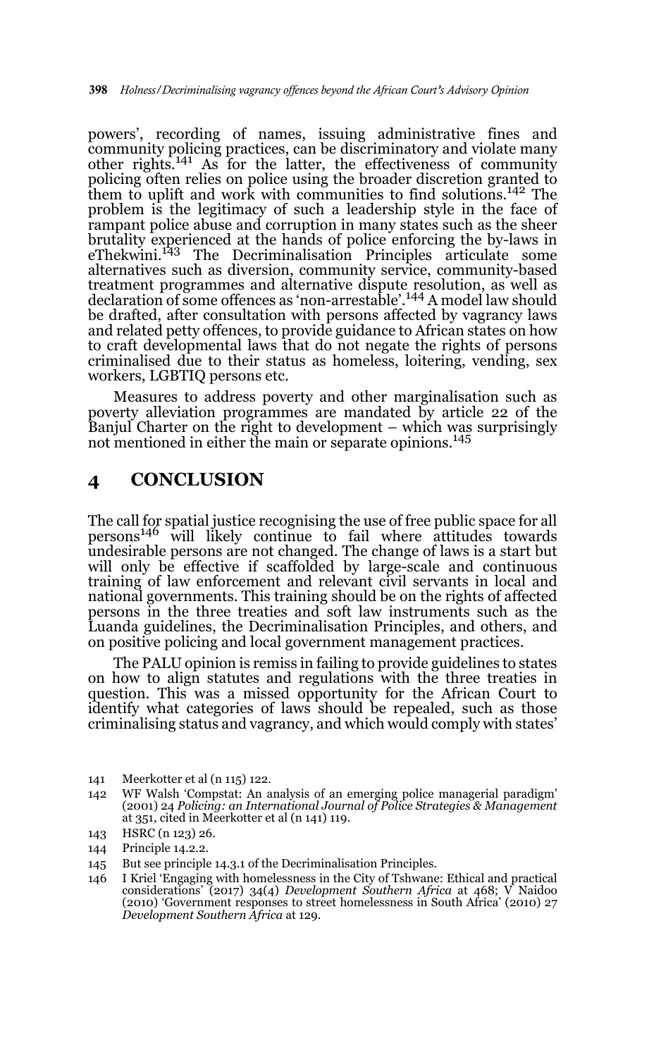powers', recording of names, issuing administrative fines and community policing practices, can be discriminatory and violate many other rights.[141] As for the latter, the effectiveness of community policing often relies on police using the broader discretion granted to them to uplift and work with communities to find solutions.[142] The problem is the legitimacy of such a leadership style in the face of rampant police abuse and corruption in many states such as the sheer brutality experienced at the hands of police enforcing the by-laws in eThekwini.[143] The Decriminalisation Principles articulate some alternatives such as diversion, community service, community-based treatment programmes and alternative dispute resolution, as well as declaration of some offences as 'non-arrestable'.[144] A model law should be drafted, after consultation with persons affected by vagrancy laws and related petty offences, to provide guidance to African states on how to craft developmental laws that do not negate the rights of persons criminalised due to their status as homeless, loitering, vending, sex workers, LGBTIQ persons etc.

Measures to address poverty and other marginalisation such as poverty alleviation programmes are mandated by article 22 of the Banjul Charter on the right to development – which was surprisingly not mentioned in either the main or separate opinions.[145]

## 4 CONCLUSION

The call for spatial justice recognising the use of free public space for all persons[146] will likely continue to fail where attitudes towards undesirable persons are not changed. The change of laws is a start but will only be effective if scaffolded by large-scale and continuous training of law enforcement and relevant civil servants in local and national governments. This training should be on the rights of affected persons in the three treaties and soft law instruments such as the Luanda guidelines, the Decriminalisation Principles, and others, and on positive policing and local government management practices.

The PALU opinion is remiss in failing to provide guidelines to states on how to align statutes and regulations with the three treaties in question. This was a missed opportunity for the African Court to identify what categories of laws should be repealed, such as those criminalising status and vagrancy, and which would comply with states'

141 Meerkotter et al (n 115) 122.

142 WF Walsh 'Compstat: An analysis of an emerging police managerial paradigm' (2001) 24 *Policing: an International Journal of Police Strategies & Management* at 351, cited in Meerkotter et al (n 141) 119.

143 HSRC (n 123) 26.

144 Principle 14.2.2.

145 But see principle 14.3.1 of the Decriminalisation Principles.

146 I Kriel 'Engaging with homelessness in the City of Tshwane: Ethical and practical considerations' (2017) 34(4) *Development Southern Africa* at 468; V Naidoo (2010) 'Government responses to street homelessness in South Africa' (2010) 27 *Development Southern Africa* at 129.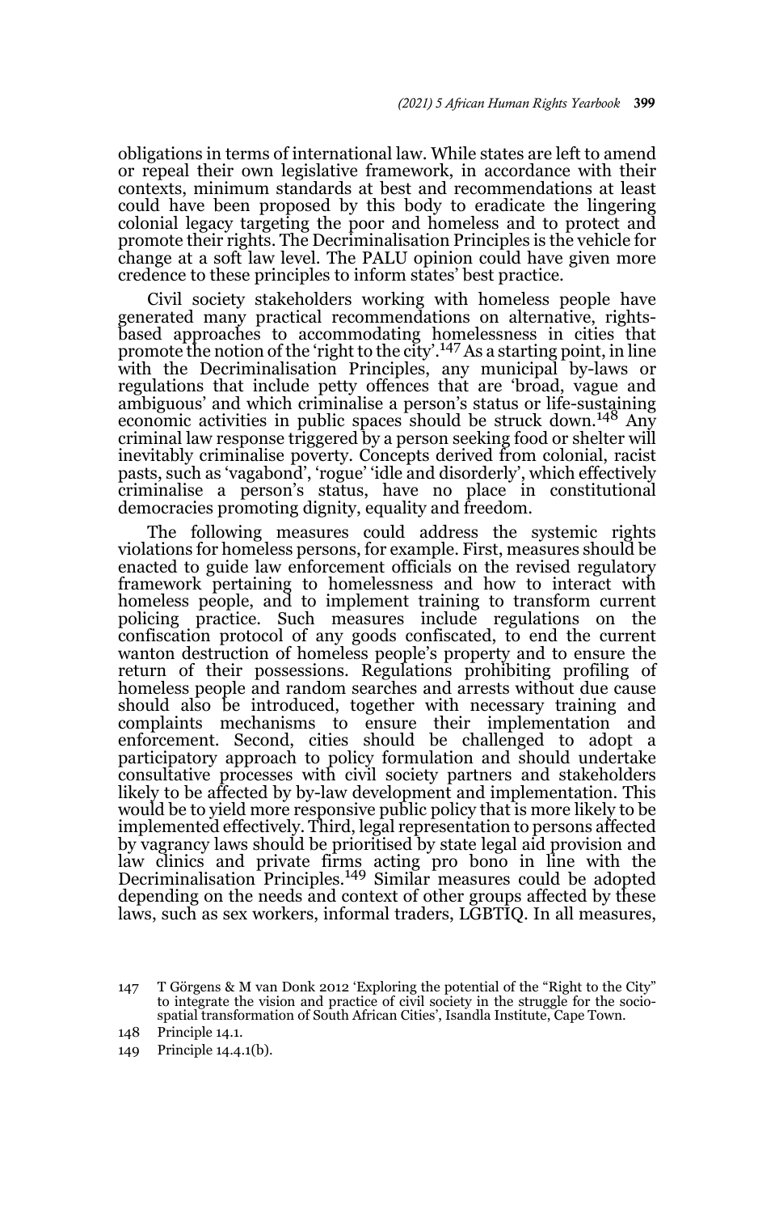obligations in terms of international law. While states are left to amend or repeal their own legislative framework, in accordance with their contexts, minimum standards at best and recommendations at least could have been proposed by this body to eradicate the lingering colonial legacy targeting the poor and homeless and to protect and promote their rights. The Decriminalisation Principles is the vehicle for change at a soft law level. The PALU opinion could have given more credence to these principles to inform states' best practice.

Civil society stakeholders working with homeless people have generated many practical recommendations on alternative, rights-based approaches to accommodating homelessness in cities that promote the notion of the 'right to the city'.[147] As a starting point, in line with the Decriminalisation Principles, any municipal by-laws or regulations that include petty offences that are 'broad, vague and ambiguous' and which criminalise a person's status or life-sustaining economic activities in public spaces should be struck down.[148] Any criminal law response triggered by a person seeking food or shelter will inevitably criminalise poverty. Concepts derived from colonial, racist pasts, such as 'vagabond', 'rogue' 'idle and disorderly', which effectively criminalise a person's status, have no place in constitutional democracies promoting dignity, equality and freedom.

The following measures could address the systemic rights violations for homeless persons, for example. First, measures should be enacted to guide law enforcement officials on the revised regulatory framework pertaining to homelessness and how to interact with homeless people, and to implement training to transform current policing practice. Such measures include regulations on the confiscation protocol of any goods confiscated, to end the current wanton destruction of homeless people's property and to ensure the return of their possessions. Regulations prohibiting profiling of homeless people and random searches and arrests without due cause should also be introduced, together with necessary training and complaints mechanisms to ensure their implementation and enforcement. Second, cities should be challenged to adopt a participatory approach to policy formulation and should undertake consultative processes with civil society partners and stakeholders likely to be affected by by-law development and implementation. This would be to yield more responsive public policy that is more likely to be implemented effectively. Third, legal representation to persons affected by vagrancy laws should be prioritised by state legal aid provision and law clinics and private firms acting pro bono in line with the Decriminalisation Principles.[149] Similar measures could be adopted depending on the needs and context of other groups affected by these laws, such as sex workers, informal traders, LGBTIQ. In all measures,

147 T Görgens & M van Donk 2012 'Exploring the potential of the "Right to the City" to integrate the vision and practice of civil society in the struggle for the socio-spatial transformation of South African Cities', Isandla Institute, Cape Town.

148 Principle 14.1.

149 Principle 14.4.1(b).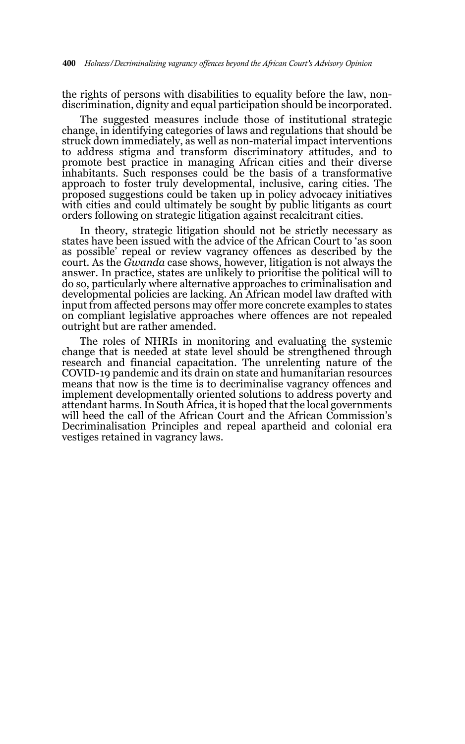the rights of persons with disabilities to equality before the law, non-discrimination, dignity and equal participation should be incorporated.

The suggested measures include those of institutional strategic change, in identifying categories of laws and regulations that should be struck down immediately, as well as non-material impact interventions to address stigma and transform discriminatory attitudes, and to promote best practice in managing African cities and their diverse inhabitants. Such responses could be the basis of a transformative approach to foster truly developmental, inclusive, caring cities. The proposed suggestions could be taken up in policy advocacy initiatives with cities and could ultimately be sought by public litigants as court orders following on strategic litigation against recalcitrant cities.

In theory, strategic litigation should not be strictly necessary as states have been issued with the advice of the African Court to 'as soon as possible' repeal or review vagrancy offences as described by the court. As the *Gwanda* case shows, however, litigation is not always the answer. In practice, states are unlikely to prioritise the political will to do so, particularly where alternative approaches to criminalisation and developmental policies are lacking. An African model law drafted with input from affected persons may offer more concrete examples to states on compliant legislative approaches where offences are not repealed outright but are rather amended.

The roles of NHRIs in monitoring and evaluating the systemic change that is needed at state level should be strengthened through research and financial capacitation. The unrelenting nature of the COVID-19 pandemic and its drain on state and humanitarian resources means that now is the time is to decriminalise vagrancy offences and implement developmentally oriented solutions to address poverty and attendant harms. In South Africa, it is hoped that the local governments will heed the call of the African Court and the African Commission's Decriminalisation Principles and repeal apartheid and colonial era vestiges retained in vagrancy laws.